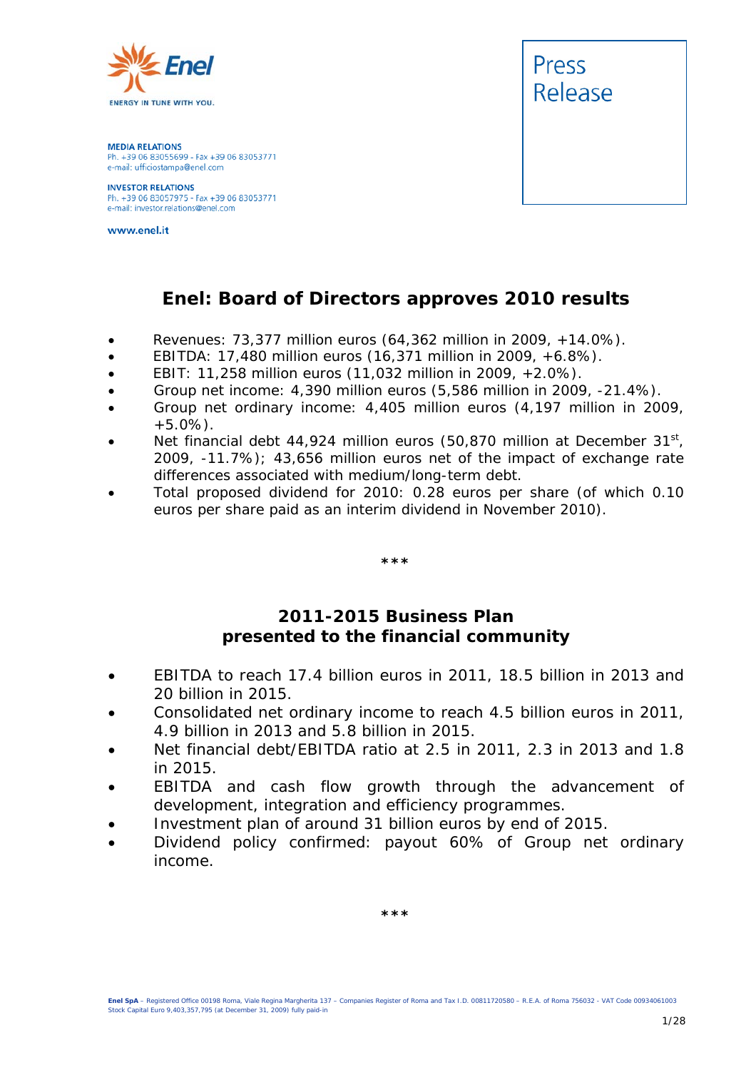Enel

ENERGY IN TUNE WITH YOU.

**MEDIA RELATIONS**
Ph. +39 06 83055699 - Fax +39 06 83053771
e-mail: ufficiostampa@enel.com

**INVESTOR RELATIONS**
Ph. +39 06 83057975 - Fax +39 06 83053771
e-mail: investor.relations@enel.com

www.enel.it

Press Release

# Enel: Board of Directors approves 2010 results

- Revenues: 73,377 million euros (64,362 million in 2009, +14.0%).
- EBITDA: 17,480 million euros (16,371 million in 2009, +6.8%).
- EBIT: 11,258 million euros (11,032 million in 2009, +2.0%).
- Group net income: 4,390 million euros (5,586 million in 2009, -21.4%).
- Group net ordinary income: 4,405 million euros (4,197 million in 2009, +5.0%).
- Net financial debt 44,924 million euros (50,870 million at December 31st, 2009, -11.7%); 43,656 million euros net of the impact of exchange rate differences associated with medium/long-term debt.
- Total proposed dividend for 2010: 0.28 euros per share (of which 0.10 euros per share paid as an interim dividend in November 2010).

***

## 2011-2015 Business Plan presented to the financial community

- EBITDA to reach 17.4 billion euros in 2011, 18.5 billion in 2013 and 20 billion in 2015.
- Consolidated net ordinary income to reach 4.5 billion euros in 2011, 4.9 billion in 2013 and 5.8 billion in 2015.
- Net financial debt/EBITDA ratio at 2.5 in 2011, 2.3 in 2013 and 1.8 in 2015.
- EBITDA and cash flow growth through the advancement of development, integration and efficiency programmes.
- Investment plan of around 31 billion euros by end of 2015.
- Dividend policy confirmed: payout 60% of Group net ordinary income.

***

Enel SpA – Registered Office 00198 Roma, Viale Regina Margherita 137 – Companies Register of Roma and Tax I.D. 00811720580 – R.E.A. of Roma 756032 - VAT Code 00934061003
Stock Capital Euro 9,403,357,795 (at December 31, 2009) fully paid-in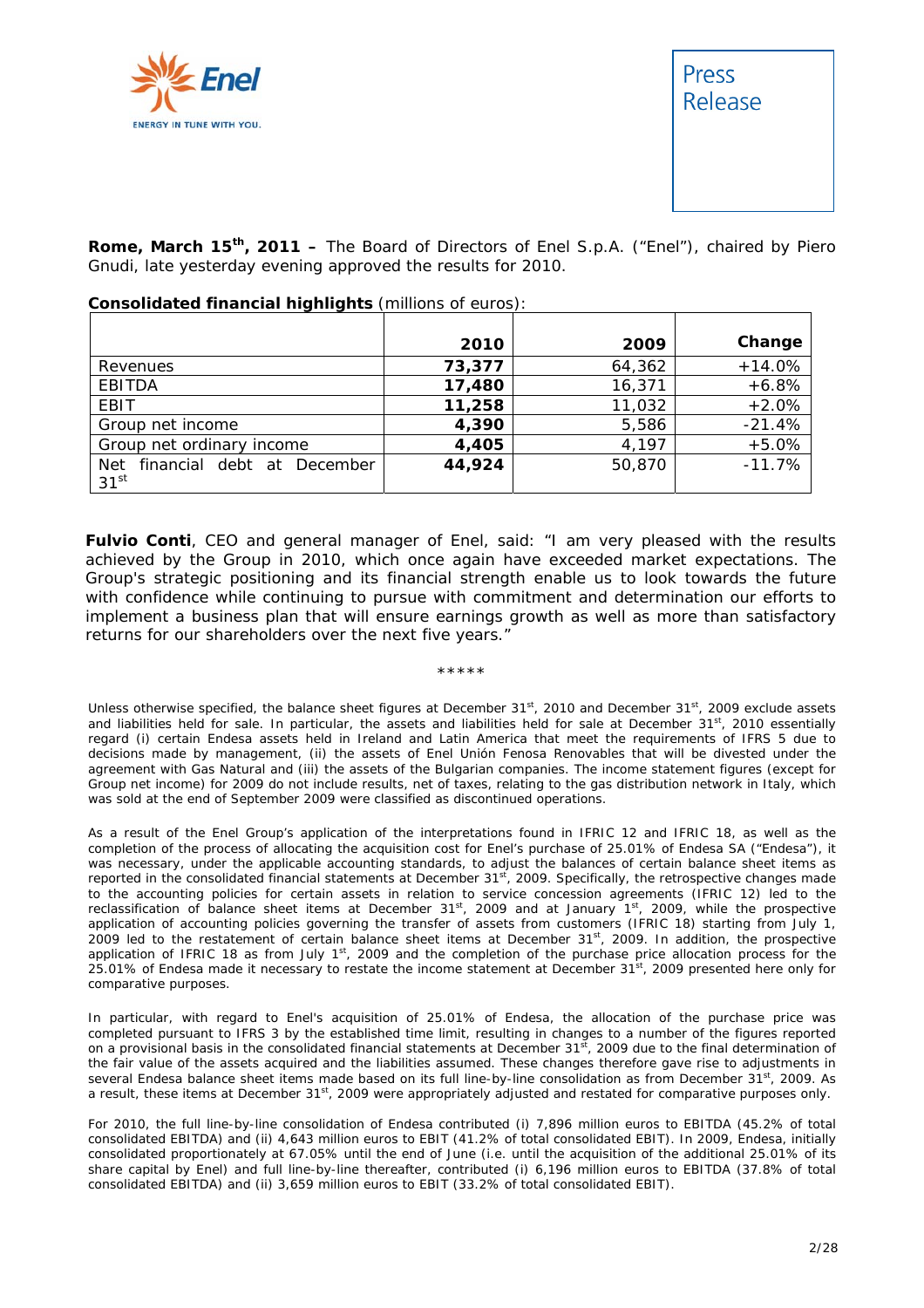**Rome, March 15th, 2011 –** The Board of Directors of Enel S.p.A. ("Enel"), chaired by Piero Gnudi, late yesterday evening approved the results for 2010.

**Consolidated financial highlights** (millions of euros):

| | 2010 | 2009 | Change |
|---|---|---|---|
| Revenues | **73,377** | 64,362 | +14.0% |
| EBITDA | **17,480** | 16,371 | +6.8% |
| EBIT | **11,258** | 11,032 | +2.0% |
| Group net income | **4,390** | 5,586 | -21.4% |
| Group net ordinary income | **4,405** | 4,197 | +5.0% |
| Net financial debt at December 31st | **44,924** | 50,870 | -11.7% |

**Fulvio Conti**, CEO and general manager of Enel, said: "I am very pleased with the results achieved by the Group in 2010, which once again have exceeded market expectations. The Group's strategic positioning and its financial strength enable us to look towards the future with confidence while continuing to pursue with commitment and determination our efforts to implement a business plan that will ensure earnings growth as well as more than satisfactory returns for our shareholders over the next five years."

\*\*\*\*\*

Unless otherwise specified, the balance sheet figures at December 31st, 2010 and December 31st, 2009 exclude assets and liabilities held for sale. In particular, the assets and liabilities held for sale at December 31st, 2010 essentially regard (i) certain Endesa assets held in Ireland and Latin America that meet the requirements of IFRS 5 due to decisions made by management, (ii) the assets of Enel Unión Fenosa Renovables that will be divested under the agreement with Gas Natural and (iii) the assets of the Bulgarian companies. The income statement figures (except for Group net income) for 2009 do not include results, net of taxes, relating to the gas distribution network in Italy, which was sold at the end of September 2009 were classified as discontinued operations.

As a result of the Enel Group's application of the interpretations found in IFRIC 12 and IFRIC 18, as well as the completion of the process of allocating the acquisition cost for Enel's purchase of 25.01% of Endesa SA ("Endesa"), it was necessary, under the applicable accounting standards, to adjust the balances of certain balance sheet items as reported in the consolidated financial statements at December 31st, 2009. Specifically, the retrospective changes made to the accounting policies for certain assets in relation to service concession agreements (IFRIC 12) led to the reclassification of balance sheet items at December 31st, 2009 and at January 1st, 2009, while the prospective application of accounting policies governing the transfer of assets from customers (IFRIC 18) starting from July 1, 2009 led to the restatement of certain balance sheet items at December 31st, 2009. In addition, the prospective application of IFRIC 18 as from July 1st, 2009 and the completion of the purchase price allocation process for the 25.01% of Endesa made it necessary to restate the income statement at December 31st, 2009 presented here only for comparative purposes.

In particular, with regard to Enel's acquisition of 25.01% of Endesa, the allocation of the purchase price was completed pursuant to IFRS 3 by the established time limit, resulting in changes to a number of the figures reported on a provisional basis in the consolidated financial statements at December 31st, 2009 due to the final determination of the fair value of the assets acquired and the liabilities assumed. These changes therefore gave rise to adjustments in several Endesa balance sheet items made based on its full line-by-line consolidation as from December 31st, 2009. As a result, these items at December 31st, 2009 were appropriately adjusted and restated for comparative purposes only.

For 2010, the full line-by-line consolidation of Endesa contributed (i) 7,896 million euros to EBITDA (45.2% of total consolidated EBITDA) and (ii) 4,643 million euros to EBIT (41.2% of total consolidated EBIT). In 2009, Endesa, initially consolidated proportionately at 67.05% until the end of June (i.e. until the acquisition of the additional 25.01% of its share capital by Enel) and full line-by-line thereafter, contributed (i) 6,196 million euros to EBITDA (37.8% of total consolidated EBITDA) and (ii) 3,659 million euros to EBIT (33.2% of total consolidated EBIT).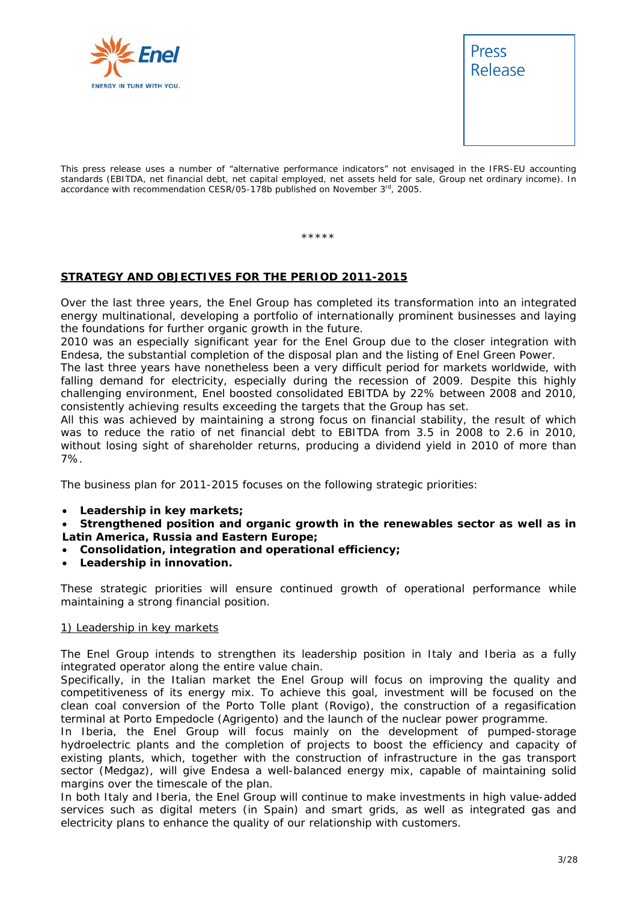Press Release

This press release uses a number of "alternative performance indicators" not envisaged in the IFRS-EU accounting standards (EBITDA, net financial debt, net capital employed, net assets held for sale, Group net ordinary income). In accordance with recommendation CESR/05-178b published on November 3rd, 2005.

*****

## STRATEGY AND OBJECTIVES FOR THE PERIOD 2011-2015

Over the last three years, the Enel Group has completed its transformation into an integrated energy multinational, developing a portfolio of internationally prominent businesses and laying the foundations for further organic growth in the future.
2010 was an especially significant year for the Enel Group due to the closer integration with Endesa, the substantial completion of the disposal plan and the listing of Enel Green Power.
The last three years have nonetheless been a very difficult period for markets worldwide, with falling demand for electricity, especially during the recession of 2009. Despite this highly challenging environment, Enel boosted consolidated EBITDA by 22% between 2008 and 2010, consistently achieving results exceeding the targets that the Group has set.
All this was achieved by maintaining a strong focus on financial stability, the result of which was to reduce the ratio of net financial debt to EBITDA from 3.5 in 2008 to 2.6 in 2010, without losing sight of shareholder returns, producing a dividend yield in 2010 of more than 7%.

The business plan for 2011-2015 focuses on the following strategic priorities:

- **Leadership in key markets;**
- **Strengthened position and organic growth in the renewables sector as well as in Latin America, Russia and Eastern Europe;**
- **Consolidation, integration and operational efficiency;**
- **Leadership in innovation.**

These strategic priorities will ensure continued growth of operational performance while maintaining a strong financial position.

### 1) Leadership in key markets

The Enel Group intends to strengthen its leadership position in Italy and Iberia as a fully integrated operator along the entire value chain.
Specifically, in the Italian market the Enel Group will focus on improving the quality and competitiveness of its energy mix. To achieve this goal, investment will be focused on the clean coal conversion of the Porto Tolle plant (Rovigo), the construction of a regasification terminal at Porto Empedocle (Agrigento) and the launch of the nuclear power programme.
In Iberia, the Enel Group will focus mainly on the development of pumped-storage hydroelectric plants and the completion of projects to boost the efficiency and capacity of existing plants, which, together with the construction of infrastructure in the gas transport sector (Medgaz), will give Endesa a well-balanced energy mix, capable of maintaining solid margins over the timescale of the plan.
In both Italy and Iberia, the Enel Group will continue to make investments in high value-added services such as digital meters (in Spain) and smart grids, as well as integrated gas and electricity plans to enhance the quality of our relationship with customers.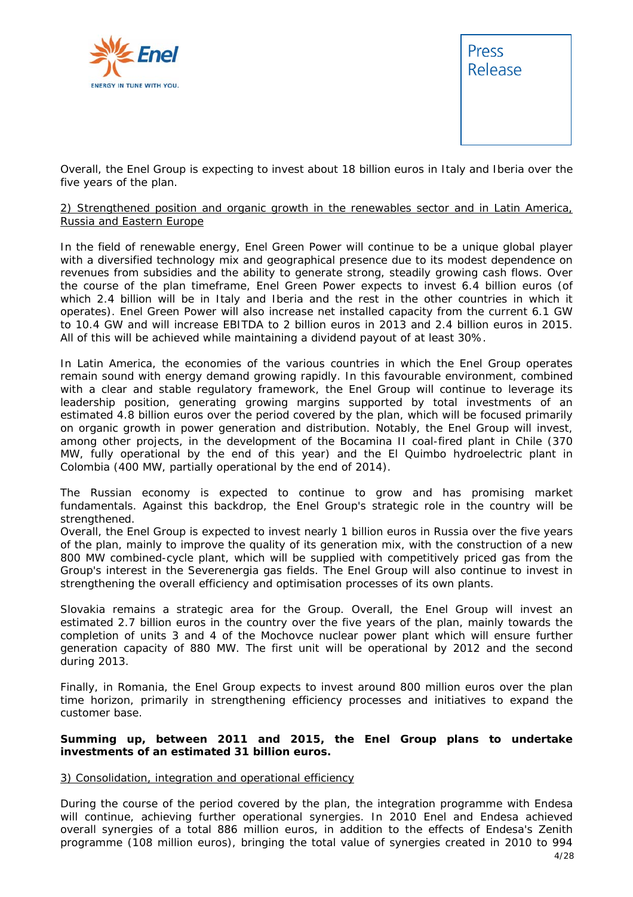Overall, the Enel Group is expecting to invest about 18 billion euros in Italy and Iberia over the five years of the plan.

2) Strengthened position and organic growth in the renewables sector and in Latin America, Russia and Eastern Europe

In the field of renewable energy, Enel Green Power will continue to be a unique global player with a diversified technology mix and geographical presence due to its modest dependence on revenues from subsidies and the ability to generate strong, steadily growing cash flows. Over the course of the plan timeframe, Enel Green Power expects to invest 6.4 billion euros (of which 2.4 billion will be in Italy and Iberia and the rest in the other countries in which it operates). Enel Green Power will also increase net installed capacity from the current 6.1 GW to 10.4 GW and will increase EBITDA to 2 billion euros in 2013 and 2.4 billion euros in 2015. All of this will be achieved while maintaining a dividend payout of at least 30%.

In Latin America, the economies of the various countries in which the Enel Group operates remain sound with energy demand growing rapidly. In this favourable environment, combined with a clear and stable regulatory framework, the Enel Group will continue to leverage its leadership position, generating growing margins supported by total investments of an estimated 4.8 billion euros over the period covered by the plan, which will be focused primarily on organic growth in power generation and distribution. Notably, the Enel Group will invest, among other projects, in the development of the Bocamina II coal-fired plant in Chile (370 MW, fully operational by the end of this year) and the El Quimbo hydroelectric plant in Colombia (400 MW, partially operational by the end of 2014).

The Russian economy is expected to continue to grow and has promising market fundamentals. Against this backdrop, the Enel Group's strategic role in the country will be strengthened.
Overall, the Enel Group is expected to invest nearly 1 billion euros in Russia over the five years of the plan, mainly to improve the quality of its generation mix, with the construction of a new 800 MW combined-cycle plant, which will be supplied with competitively priced gas from the Group's interest in the Severenergia gas fields. The Enel Group will also continue to invest in strengthening the overall efficiency and optimisation processes of its own plants.

Slovakia remains a strategic area for the Group. Overall, the Enel Group will invest an estimated 2.7 billion euros in the country over the five years of the plan, mainly towards the completion of units 3 and 4 of the Mochovce nuclear power plant which will ensure further generation capacity of 880 MW. The first unit will be operational by 2012 and the second during 2013.

Finally, in Romania, the Enel Group expects to invest around 800 million euros over the plan time horizon, primarily in strengthening efficiency processes and initiatives to expand the customer base.

**Summing up, between 2011 and 2015, the Enel Group plans to undertake investments of an estimated 31 billion euros.**

3) Consolidation, integration and operational efficiency

During the course of the period covered by the plan, the integration programme with Endesa will continue, achieving further operational synergies. In 2010 Enel and Endesa achieved overall synergies of a total 886 million euros, in addition to the effects of Endesa's Zenith programme (108 million euros), bringing the total value of synergies created in 2010 to 994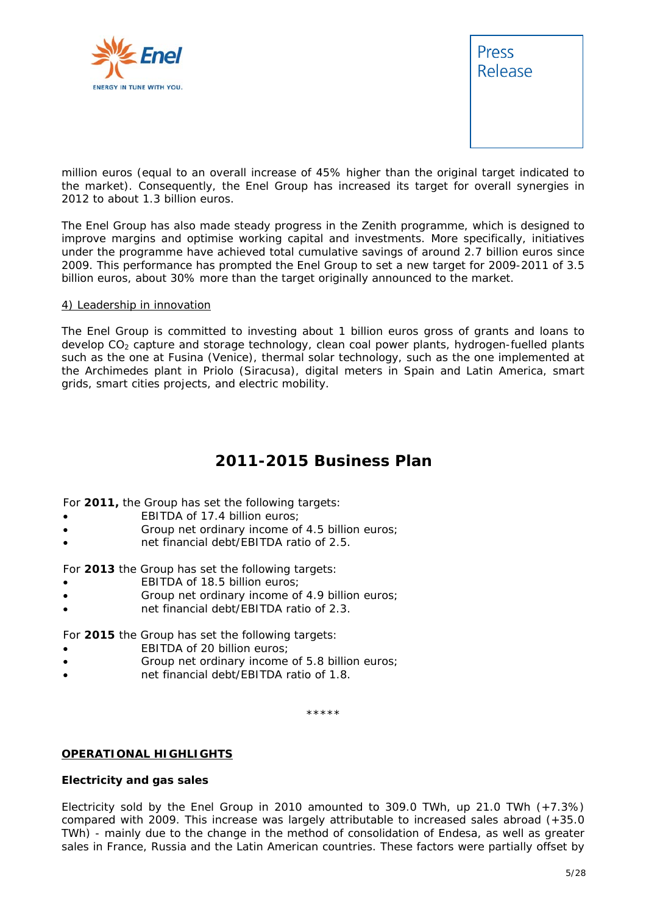million euros (equal to an overall increase of 45% higher than the original target indicated to the market). Consequently, the Enel Group has increased its target for overall synergies in 2012 to about 1.3 billion euros.

The Enel Group has also made steady progress in the Zenith programme, which is designed to improve margins and optimise working capital and investments. More specifically, initiatives under the programme have achieved total cumulative savings of around 2.7 billion euros since 2009. This performance has prompted the Enel Group to set a new target for 2009-2011 of 3.5 billion euros, about 30% more than the target originally announced to the market.

4) Leadership in innovation

The Enel Group is committed to investing about 1 billion euros gross of grants and loans to develop $CO_2$ capture and storage technology, clean coal power plants, hydrogen-fuelled plants such as the one at Fusina (Venice), thermal solar technology, such as the one implemented at the Archimedes plant in Priolo (Siracusa), digital meters in Spain and Latin America, smart grids, smart cities projects, and electric mobility.

## 2011-2015 Business Plan

For **2011,** the Group has set the following targets:

- EBITDA of 17.4 billion euros;
- Group net ordinary income of 4.5 billion euros;
- net financial debt/EBITDA ratio of 2.5.

For **2013** the Group has set the following targets:

- EBITDA of 18.5 billion euros;
- Group net ordinary income of 4.9 billion euros;
- net financial debt/EBITDA ratio of 2.3.

For **2015** the Group has set the following targets:

- EBITDA of 20 billion euros;
- Group net ordinary income of 5.8 billion euros;
- net financial debt/EBITDA ratio of 1.8.

*****

## OPERATIONAL HIGHLIGHTS

**Electricity and gas sales**

Electricity sold by the Enel Group in 2010 amounted to 309.0 TWh, up 21.0 TWh (+7.3%) compared with 2009. This increase was largely attributable to increased sales abroad (+35.0 TWh) - mainly due to the change in the method of consolidation of Endesa, as well as greater sales in France, Russia and the Latin American countries. These factors were partially offset by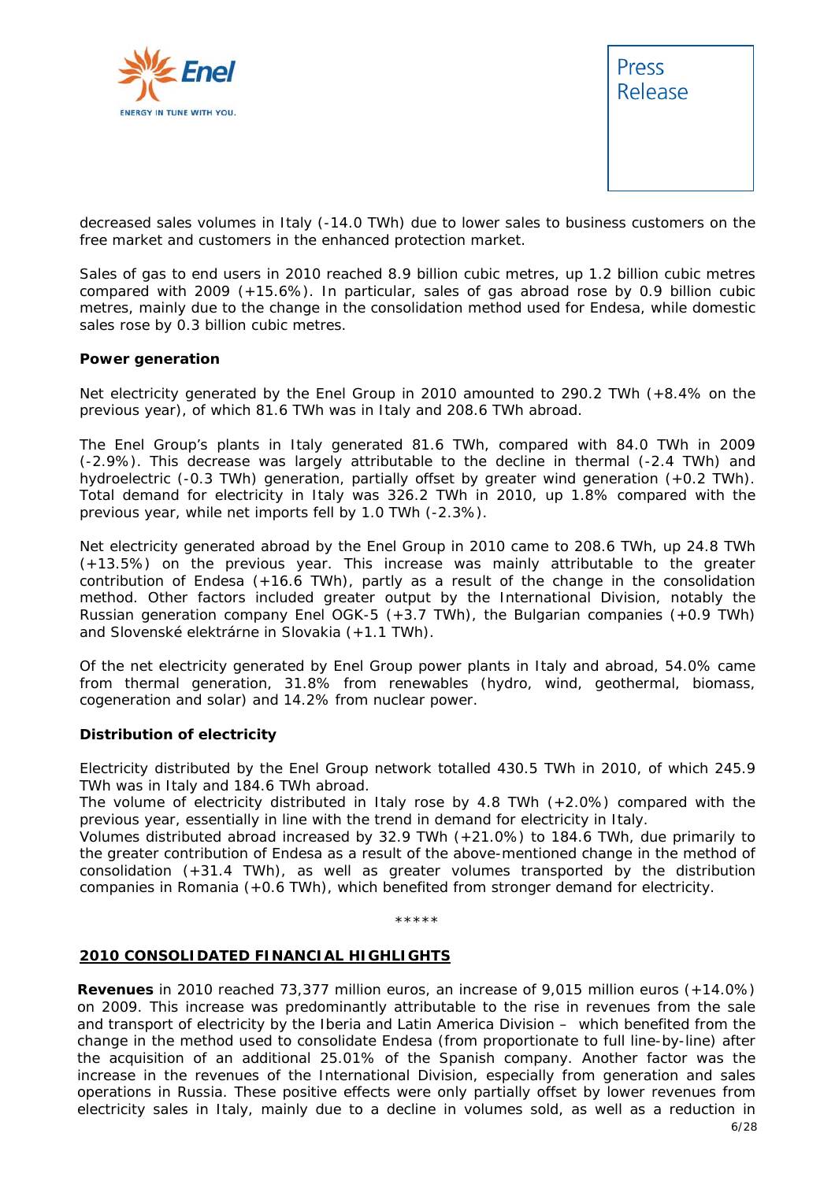decreased sales volumes in Italy (-14.0 TWh) due to lower sales to business customers on the free market and customers in the enhanced protection market.

Sales of gas to end users in 2010 reached 8.9 billion cubic metres, up 1.2 billion cubic metres compared with 2009 (+15.6%). In particular, sales of gas abroad rose by 0.9 billion cubic metres, mainly due to the change in the consolidation method used for Endesa, while domestic sales rose by 0.3 billion cubic metres.

**Power generation**

Net electricity generated by the Enel Group in 2010 amounted to 290.2 TWh (+8.4% on the previous year), of which 81.6 TWh was in Italy and 208.6 TWh abroad.

The Enel Group's plants in Italy generated 81.6 TWh, compared with 84.0 TWh in 2009 (-2.9%). This decrease was largely attributable to the decline in thermal (-2.4 TWh) and hydroelectric (-0.3 TWh) generation, partially offset by greater wind generation (+0.2 TWh). Total demand for electricity in Italy was 326.2 TWh in 2010, up 1.8% compared with the previous year, while net imports fell by 1.0 TWh (-2.3%).

Net electricity generated abroad by the Enel Group in 2010 came to 208.6 TWh, up 24.8 TWh (+13.5%) on the previous year. This increase was mainly attributable to the greater contribution of Endesa (+16.6 TWh), partly as a result of the change in the consolidation method. Other factors included greater output by the International Division, notably the Russian generation company Enel OGK-5 (+3.7 TWh), the Bulgarian companies (+0.9 TWh) and Slovenské elektrárne in Slovakia (+1.1 TWh).

Of the net electricity generated by Enel Group power plants in Italy and abroad, 54.0% came from thermal generation, 31.8% from renewables (hydro, wind, geothermal, biomass, cogeneration and solar) and 14.2% from nuclear power.

**Distribution of electricity**

Electricity distributed by the Enel Group network totalled 430.5 TWh in 2010, of which 245.9 TWh was in Italy and 184.6 TWh abroad.
The volume of electricity distributed in Italy rose by 4.8 TWh (+2.0%) compared with the previous year, essentially in line with the trend in demand for electricity in Italy.
Volumes distributed abroad increased by 32.9 TWh (+21.0%) to 184.6 TWh, due primarily to the greater contribution of Endesa as a result of the above-mentioned change in the method of consolidation (+31.4 TWh), as well as greater volumes transported by the distribution companies in Romania (+0.6 TWh), which benefited from stronger demand for electricity.

*****

**2010 CONSOLIDATED FINANCIAL HIGHLIGHTS**

**Revenues** in 2010 reached 73,377 million euros, an increase of 9,015 million euros (+14.0%) on 2009. This increase was predominantly attributable to the rise in revenues from the sale and transport of electricity by the Iberia and Latin America Division – which benefited from the change in the method used to consolidate Endesa (from proportionate to full line-by-line) after the acquisition of an additional 25.01% of the Spanish company. Another factor was the increase in the revenues of the International Division, especially from generation and sales operations in Russia. These positive effects were only partially offset by lower revenues from electricity sales in Italy, mainly due to a decline in volumes sold, as well as a reduction in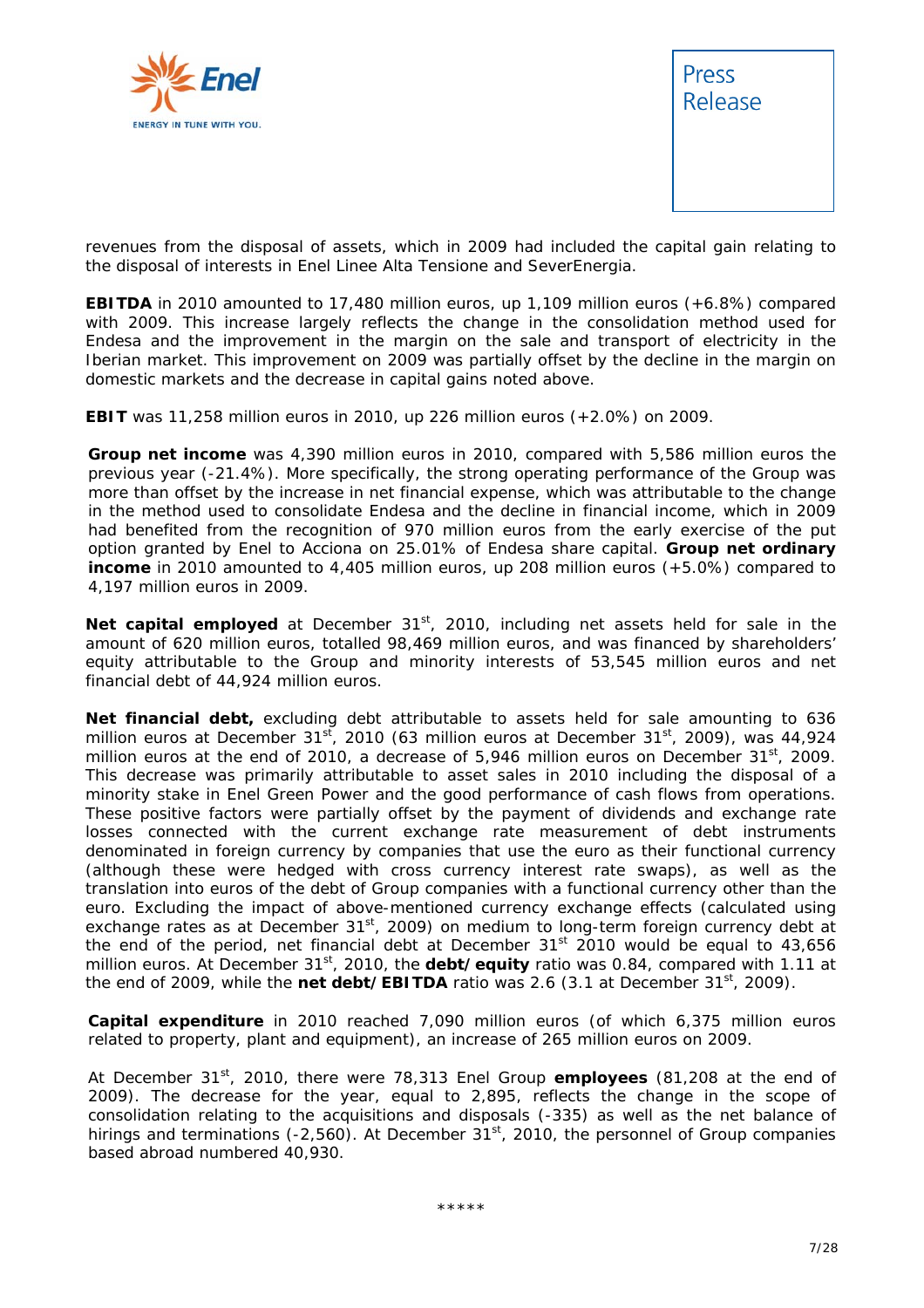revenues from the disposal of assets, which in 2009 had included the capital gain relating to the disposal of interests in Enel Linee Alta Tensione and SeverEnergia.

**EBITDA** in 2010 amounted to 17,480 million euros, up 1,109 million euros (+6.8%) compared with 2009. This increase largely reflects the change in the consolidation method used for Endesa and the improvement in the margin on the sale and transport of electricity in the Iberian market. This improvement on 2009 was partially offset by the decline in the margin on domestic markets and the decrease in capital gains noted above.

**EBIT** was 11,258 million euros in 2010, up 226 million euros (+2.0%) on 2009.

**Group net income** was 4,390 million euros in 2010, compared with 5,586 million euros the previous year (-21.4%). More specifically, the strong operating performance of the Group was more than offset by the increase in net financial expense, which was attributable to the change in the method used to consolidate Endesa and the decline in financial income, which in 2009 had benefited from the recognition of 970 million euros from the early exercise of the put option granted by Enel to Acciona on 25.01% of Endesa share capital. **Group net ordinary income** in 2010 amounted to 4,405 million euros, up 208 million euros (+5.0%) compared to 4,197 million euros in 2009.

**Net capital employed** at December 31st, 2010, including net assets held for sale in the amount of 620 million euros, totalled 98,469 million euros, and was financed by shareholders' equity attributable to the Group and minority interests of 53,545 million euros and net financial debt of 44,924 million euros.

**Net financial debt,** excluding debt attributable to assets held for sale amounting to 636 million euros at December 31st, 2010 (63 million euros at December 31st, 2009), was 44,924 million euros at the end of 2010, a decrease of 5,946 million euros on December 31st, 2009. This decrease was primarily attributable to asset sales in 2010 including the disposal of a minority stake in Enel Green Power and the good performance of cash flows from operations. These positive factors were partially offset by the payment of dividends and exchange rate losses connected with the current exchange rate measurement of debt instruments denominated in foreign currency by companies that use the euro as their functional currency (although these were hedged with cross currency interest rate swaps), as well as the translation into euros of the debt of Group companies with a functional currency other than the euro. Excluding the impact of above-mentioned currency exchange effects (calculated using exchange rates as at December 31st, 2009) on medium to long-term foreign currency debt at the end of the period, net financial debt at December 31st 2010 would be equal to 43,656 million euros. At December 31st, 2010, the **debt/equity** ratio was 0.84, compared with 1.11 at the end of 2009, while the **net debt/EBITDA** ratio was 2.6 (3.1 at December 31st, 2009).

**Capital expenditure** in 2010 reached 7,090 million euros (of which 6,375 million euros related to property, plant and equipment), an increase of 265 million euros on 2009.

At December 31st, 2010, there were 78,313 Enel Group **employees** (81,208 at the end of 2009). The decrease for the year, equal to 2,895, reflects the change in the scope of consolidation relating to the acquisitions and disposals (-335) as well as the net balance of hirings and terminations (-2,560). At December 31st, 2010, the personnel of Group companies based abroad numbered 40,930.

*****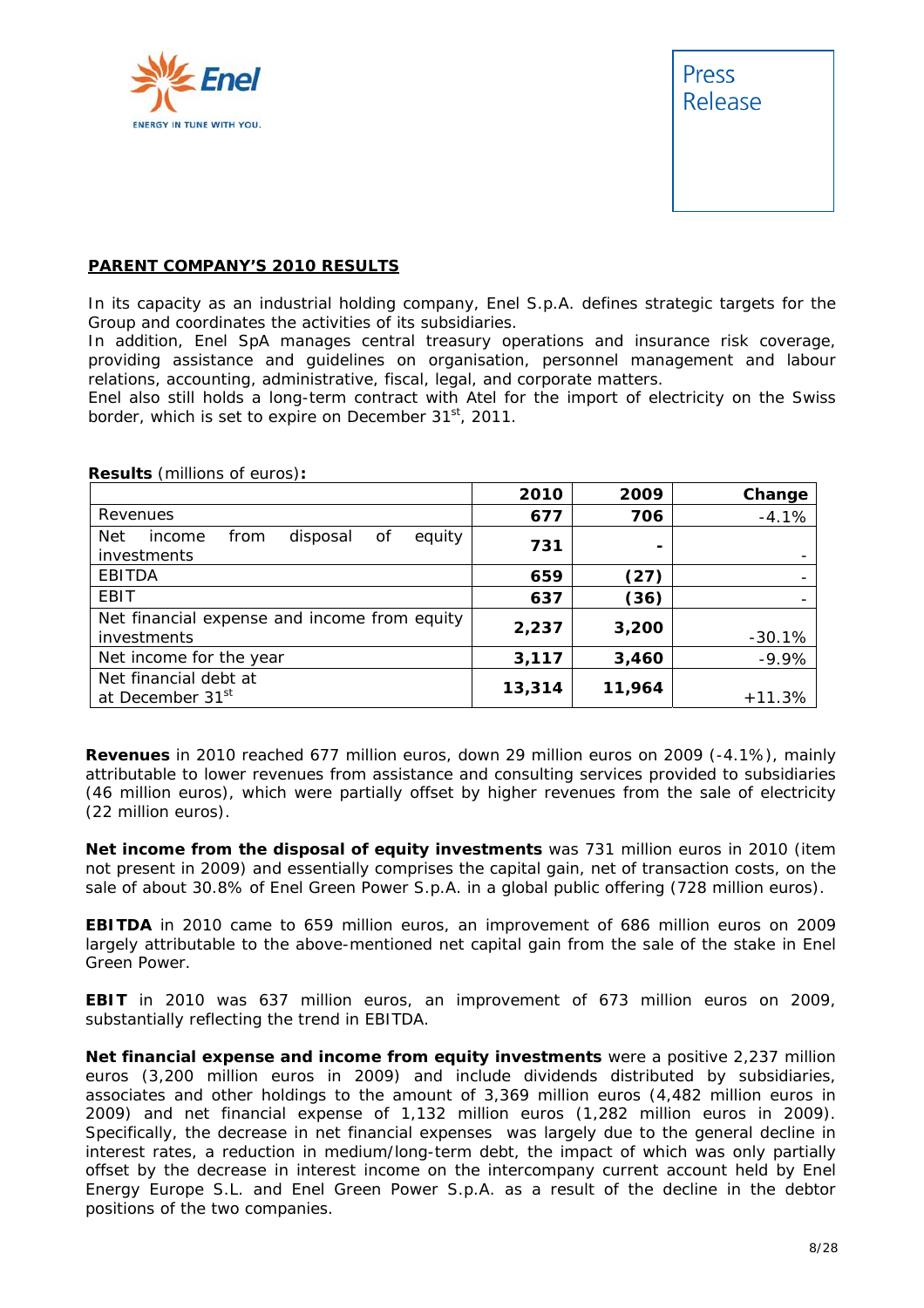## PARENT COMPANY'S 2010 RESULTS

In its capacity as an industrial holding company, Enel S.p.A. defines strategic targets for the Group and coordinates the activities of its subsidiaries.
In addition, Enel SpA manages central treasury operations and insurance risk coverage, providing assistance and guidelines on organisation, personnel management and labour relations, accounting, administrative, fiscal, legal, and corporate matters.
Enel also still holds a long-term contract with Atel for the import of electricity on the Swiss border, which is set to expire on December 31st, 2011.

**Results** (millions of euros)**:**

| | 2010 | 2009 | Change |
|---|---|---|---|
| Revenues | **677** | **706** | -4.1% |
| Net income from disposal of equity investments | **731** | **-** | - |
| EBITDA | **659** | **(27)** | - |
| EBIT | **637** | **(36)** | - |
| Net financial expense and income from equity investments | **2,237** | **3,200** | -30.1% |
| Net income for the year | **3,117** | **3,460** | -9.9% |
| Net financial debt at at December 31st | **13,314** | **11,964** | +11.3% |

**Revenues** in 2010 reached 677 million euros, down 29 million euros on 2009 (-4.1%), mainly attributable to lower revenues from assistance and consulting services provided to subsidiaries (46 million euros), which were partially offset by higher revenues from the sale of electricity (22 million euros).

**Net income from the disposal of equity investments** was 731 million euros in 2010 (item not present in 2009) and essentially comprises the capital gain, net of transaction costs, on the sale of about 30.8% of Enel Green Power S.p.A. in a global public offering (728 million euros).

**EBITDA** in 2010 came to 659 million euros, an improvement of 686 million euros on 2009 largely attributable to the above-mentioned net capital gain from the sale of the stake in Enel Green Power.

**EBIT** in 2010 was 637 million euros, an improvement of 673 million euros on 2009, substantially reflecting the trend in EBITDA.

**Net financial expense and income from equity investments** were a positive 2,237 million euros (3,200 million euros in 2009) and include dividends distributed by subsidiaries, associates and other holdings to the amount of 3,369 million euros (4,482 million euros in 2009) and net financial expense of 1,132 million euros (1,282 million euros in 2009). Specifically, the decrease in net financial expenses was largely due to the general decline in interest rates, a reduction in medium/long-term debt, the impact of which was only partially offset by the decrease in interest income on the intercompany current account held by Enel Energy Europe S.L. and Enel Green Power S.p.A. as a result of the decline in the debtor positions of the two companies.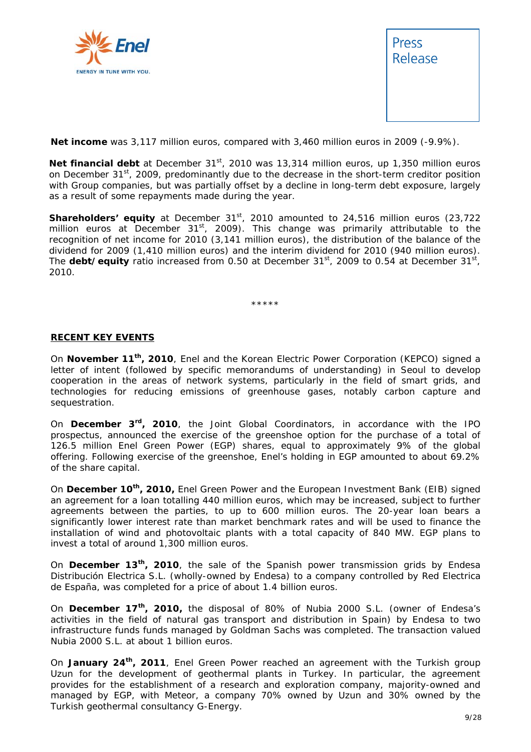**Net income** was 3,117 million euros, compared with 3,460 million euros in 2009 (-9.9%).

**Net financial debt** at December 31st, 2010 was 13,314 million euros, up 1,350 million euros on December 31st, 2009, predominantly due to the decrease in the short-term creditor position with Group companies, but was partially offset by a decline in long-term debt exposure, largely as a result of some repayments made during the year.

**Shareholders' equity** at December 31st, 2010 amounted to 24,516 million euros (23,722 million euros at December 31st, 2009). This change was primarily attributable to the recognition of net income for 2010 (3,141 million euros), the distribution of the balance of the dividend for 2009 (1,410 million euros) and the interim dividend for 2010 (940 million euros). The **debt/equity** ratio increased from 0.50 at December 31st, 2009 to 0.54 at December 31st, 2010.

*****

## RECENT KEY EVENTS

On **November 11th, 2010**, Enel and the Korean Electric Power Corporation (KEPCO) signed a letter of intent (followed by specific memorandums of understanding) in Seoul to develop cooperation in the areas of network systems, particularly in the field of smart grids, and technologies for reducing emissions of greenhouse gases, notably carbon capture and sequestration.

On **December 3rd, 2010**, the Joint Global Coordinators, in accordance with the IPO prospectus, announced the exercise of the greenshoe option for the purchase of a total of 126.5 million Enel Green Power (EGP) shares, equal to approximately 9% of the global offering. Following exercise of the greenshoe, Enel's holding in EGP amounted to about 69.2% of the share capital.

On **December 10th, 2010,** Enel Green Power and the European Investment Bank (EIB) signed an agreement for a loan totalling 440 million euros, which may be increased, subject to further agreements between the parties, to up to 600 million euros. The 20-year loan bears a significantly lower interest rate than market benchmark rates and will be used to finance the installation of wind and photovoltaic plants with a total capacity of 840 MW. EGP plans to invest a total of around 1,300 million euros.

On **December 13th, 2010**, the sale of the Spanish power transmission grids by Endesa Distribución Electrica S.L. (wholly-owned by Endesa) to a company controlled by Red Electrica de España, was completed for a price of about 1.4 billion euros.

On **December 17th, 2010,** the disposal of 80% of Nubia 2000 S.L. (owner of Endesa's activities in the field of natural gas transport and distribution in Spain) by Endesa to two infrastructure funds funds managed by Goldman Sachs was completed. The transaction valued Nubia 2000 S.L. at about 1 billion euros.

On **January 24th, 2011**, Enel Green Power reached an agreement with the Turkish group Uzun for the development of geothermal plants in Turkey. In particular, the agreement provides for the establishment of a research and exploration company, majority-owned and managed by EGP, with Meteor, a company 70% owned by Uzun and 30% owned by the Turkish geothermal consultancy G-Energy.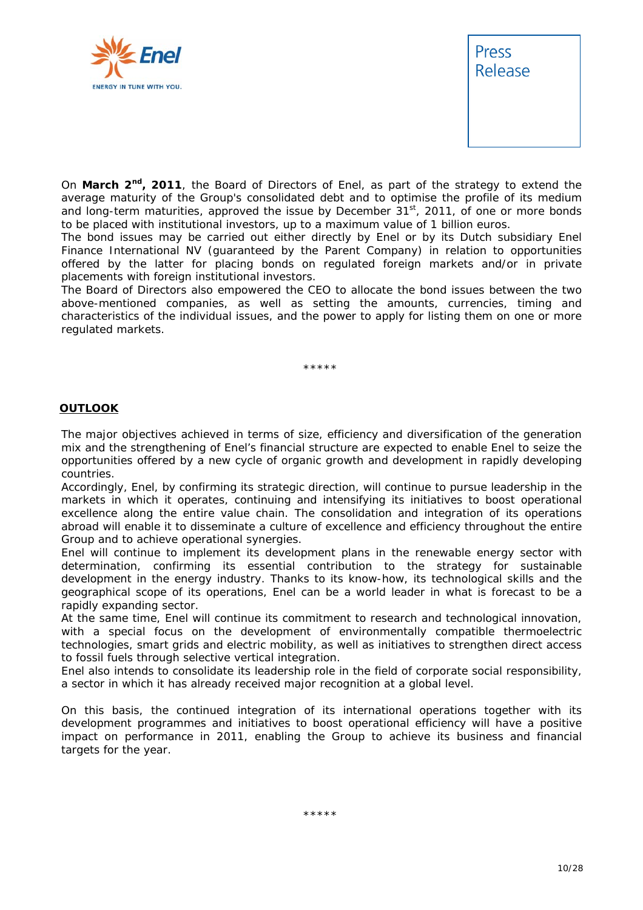On **March 2nd, 2011**, the Board of Directors of Enel, as part of the strategy to extend the average maturity of the Group's consolidated debt and to optimise the profile of its medium and long-term maturities, approved the issue by December 31st, 2011, of one or more bonds to be placed with institutional investors, up to a maximum value of 1 billion euros.
The bond issues may be carried out either directly by Enel or by its Dutch subsidiary Enel Finance International NV (guaranteed by the Parent Company) in relation to opportunities offered by the latter for placing bonds on regulated foreign markets and/or in private placements with foreign institutional investors.
The Board of Directors also empowered the CEO to allocate the bond issues between the two above-mentioned companies, as well as setting the amounts, currencies, timing and characteristics of the individual issues, and the power to apply for listing them on one or more regulated markets.

*****

## OUTLOOK

The major objectives achieved in terms of size, efficiency and diversification of the generation mix and the strengthening of Enel's financial structure are expected to enable Enel to seize the opportunities offered by a new cycle of organic growth and development in rapidly developing countries.
Accordingly, Enel, by confirming its strategic direction, will continue to pursue leadership in the markets in which it operates, continuing and intensifying its initiatives to boost operational excellence along the entire value chain. The consolidation and integration of its operations abroad will enable it to disseminate a culture of excellence and efficiency throughout the entire Group and to achieve operational synergies.
Enel will continue to implement its development plans in the renewable energy sector with determination, confirming its essential contribution to the strategy for sustainable development in the energy industry. Thanks to its know-how, its technological skills and the geographical scope of its operations, Enel can be a world leader in what is forecast to be a rapidly expanding sector.
At the same time, Enel will continue its commitment to research and technological innovation, with a special focus on the development of environmentally compatible thermoelectric technologies, smart grids and electric mobility, as well as initiatives to strengthen direct access to fossil fuels through selective vertical integration.
Enel also intends to consolidate its leadership role in the field of corporate social responsibility, a sector in which it has already received major recognition at a global level.

On this basis, the continued integration of its international operations together with its development programmes and initiatives to boost operational efficiency will have a positive impact on performance in 2011, enabling the Group to achieve its business and financial targets for the year.

*****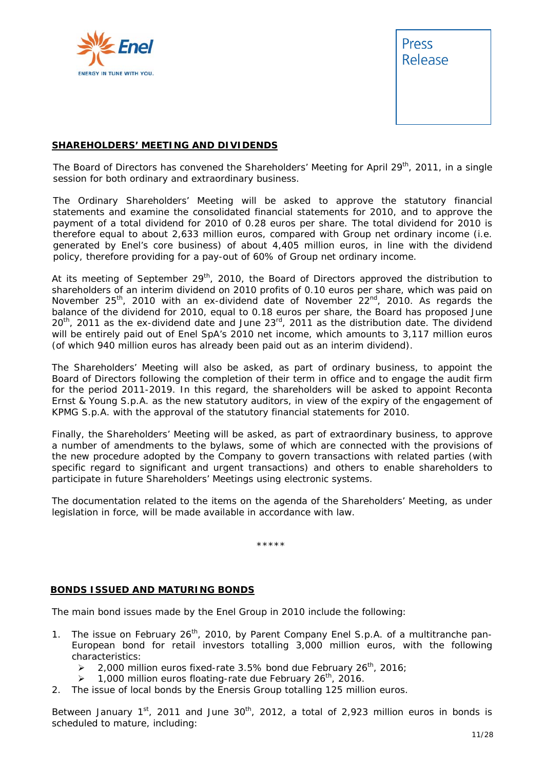## SHAREHOLDERS' MEETING AND DIVIDENDS

The Board of Directors has convened the Shareholders' Meeting for April 29th, 2011, in a single session for both ordinary and extraordinary business.

The Ordinary Shareholders' Meeting will be asked to approve the statutory financial statements and examine the consolidated financial statements for 2010, and to approve the payment of a total dividend for 2010 of 0.28 euros per share. The total dividend for 2010 is therefore equal to about 2,633 million euros, compared with Group net ordinary income (i.e. generated by Enel's core business) of about 4,405 million euros, in line with the dividend policy, therefore providing for a pay-out of 60% of Group net ordinary income.

At its meeting of September 29th, 2010, the Board of Directors approved the distribution to shareholders of an interim dividend on 2010 profits of 0.10 euros per share, which was paid on November 25th, 2010 with an ex-dividend date of November 22nd, 2010. As regards the balance of the dividend for 2010, equal to 0.18 euros per share, the Board has proposed June 20th, 2011 as the ex-dividend date and June 23rd, 2011 as the distribution date. The dividend will be entirely paid out of Enel SpA's 2010 net income, which amounts to 3,117 million euros (of which 940 million euros has already been paid out as an interim dividend).

The Shareholders' Meeting will also be asked, as part of ordinary business, to appoint the Board of Directors following the completion of their term in office and to engage the audit firm for the period 2011-2019. In this regard, the shareholders will be asked to appoint Reconta Ernst & Young S.p.A. as the new statutory auditors, in view of the expiry of the engagement of KPMG S.p.A. with the approval of the statutory financial statements for 2010.

Finally, the Shareholders' Meeting will be asked, as part of extraordinary business, to approve a number of amendments to the bylaws, some of which are connected with the provisions of the new procedure adopted by the Company to govern transactions with related parties (with specific regard to significant and urgent transactions) and others to enable shareholders to participate in future Shareholders' Meetings using electronic systems.

The documentation related to the items on the agenda of the Shareholders' Meeting, as under legislation in force, will be made available in accordance with law.

*****

## BONDS ISSUED AND MATURING BONDS

The main bond issues made by the Enel Group in 2010 include the following:

1. The issue on February 26th, 2010, by Parent Company Enel S.p.A. of a multitranche pan-European bond for retail investors totalling 3,000 million euros, with the following characteristics:
   - 2,000 million euros fixed-rate 3.5% bond due February 26th, 2016;
   - 1,000 million euros floating-rate due February 26th, 2016.
2. The issue of local bonds by the Enersis Group totalling 125 million euros.

Between January 1st, 2011 and June 30th, 2012, a total of 2,923 million euros in bonds is scheduled to mature, including: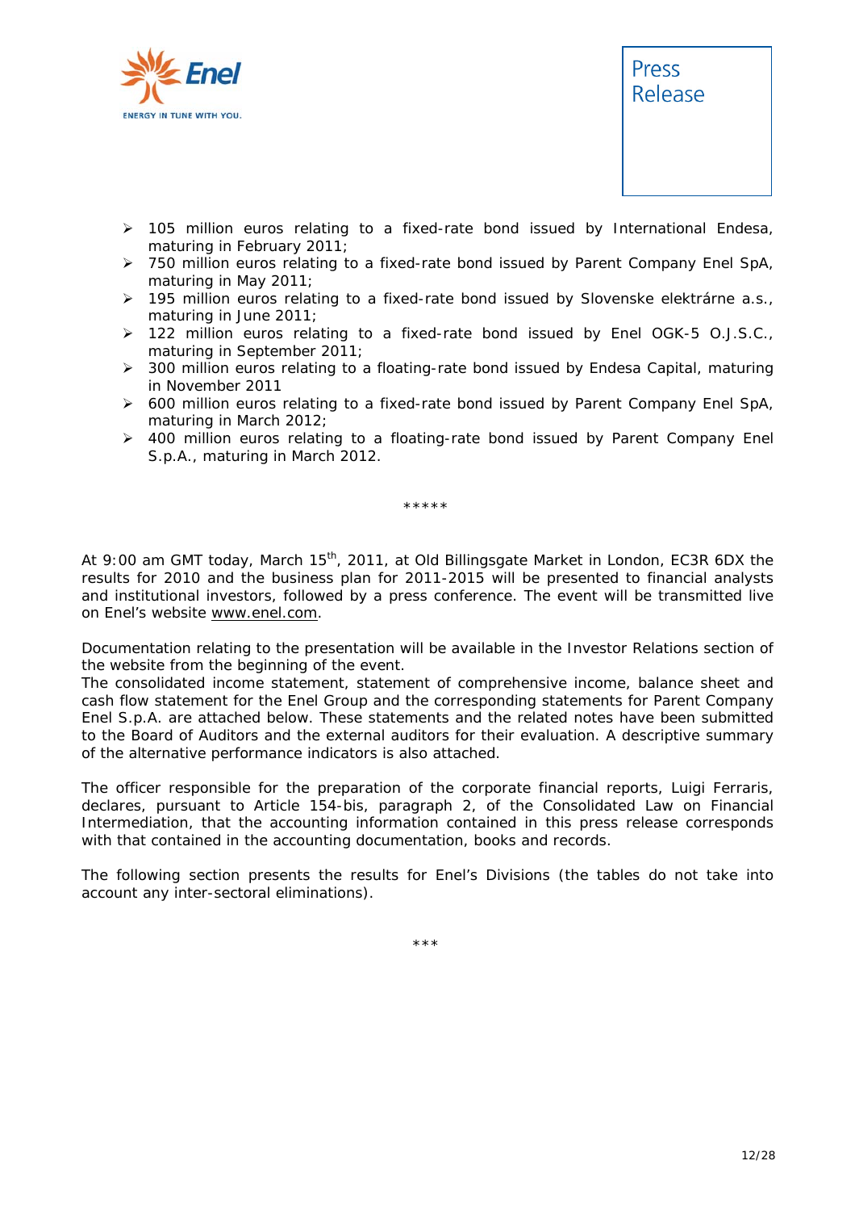- 105 million euros relating to a fixed-rate bond issued by International Endesa, maturing in February 2011;
- 750 million euros relating to a fixed-rate bond issued by Parent Company Enel SpA, maturing in May 2011;
- 195 million euros relating to a fixed-rate bond issued by Slovenske elektrárne a.s., maturing in June 2011;
- 122 million euros relating to a fixed-rate bond issued by Enel OGK-5 O.J.S.C., maturing in September 2011;
- 300 million euros relating to a floating-rate bond issued by Endesa Capital, maturing in November 2011
- 600 million euros relating to a fixed-rate bond issued by Parent Company Enel SpA, maturing in March 2012;
- 400 million euros relating to a floating-rate bond issued by Parent Company Enel S.p.A., maturing in March 2012.

\*\*\*\*\*

At 9:00 am GMT today, March 15th, 2011, at Old Billingsgate Market in London, EC3R 6DX the results for 2010 and the business plan for 2011-2015 will be presented to financial analysts and institutional investors, followed by a press conference. The event will be transmitted live on Enel's website www.enel.com.

Documentation relating to the presentation will be available in the Investor Relations section of the website from the beginning of the event.
The consolidated income statement, statement of comprehensive income, balance sheet and cash flow statement for the Enel Group and the corresponding statements for Parent Company Enel S.p.A. are attached below. These statements and the related notes have been submitted to the Board of Auditors and the external auditors for their evaluation. A descriptive summary of the alternative performance indicators is also attached.

The officer responsible for the preparation of the corporate financial reports, Luigi Ferraris, declares, pursuant to Article 154-bis, paragraph 2, of the Consolidated Law on Financial Intermediation, that the accounting information contained in this press release corresponds with that contained in the accounting documentation, books and records.

The following section presents the results for Enel's Divisions (the tables do not take into account any inter-sectoral eliminations).

\*\*\*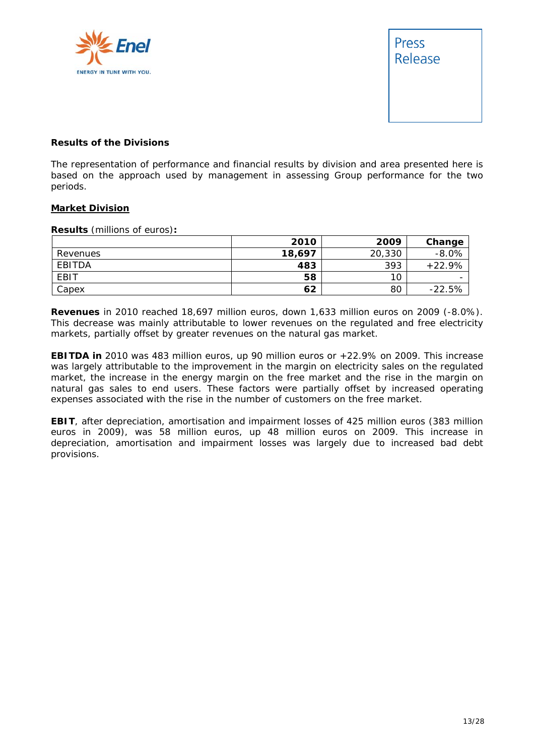**Results of the Divisions**

The representation of performance and financial results by division and area presented here is based on the approach used by management in assessing Group performance for the two periods.

**Market Division**

**Results** (millions of euros)**:**

| | 2010 | 2009 | Change |
|---|---|---|---|
| Revenues | **18,697** | 20,330 | -8.0% |
| EBITDA | **483** | 393 | +22.9% |
| EBIT | **58** | 10 | - |
| Capex | **62** | 80 | -22.5% |

**Revenues** in 2010 reached 18,697 million euros, down 1,633 million euros on 2009 (-8.0%). This decrease was mainly attributable to lower revenues on the regulated and free electricity markets, partially offset by greater revenues on the natural gas market.

**EBITDA in** 2010 was 483 million euros, up 90 million euros or +22.9% on 2009. This increase was largely attributable to the improvement in the margin on electricity sales on the regulated market, the increase in the energy margin on the free market and the rise in the margin on natural gas sales to end users. These factors were partially offset by increased operating expenses associated with the rise in the number of customers on the free market.

**EBIT**, after depreciation, amortisation and impairment losses of 425 million euros (383 million euros in 2009), was 58 million euros, up 48 million euros on 2009. This increase in depreciation, amortisation and impairment losses was largely due to increased bad debt provisions.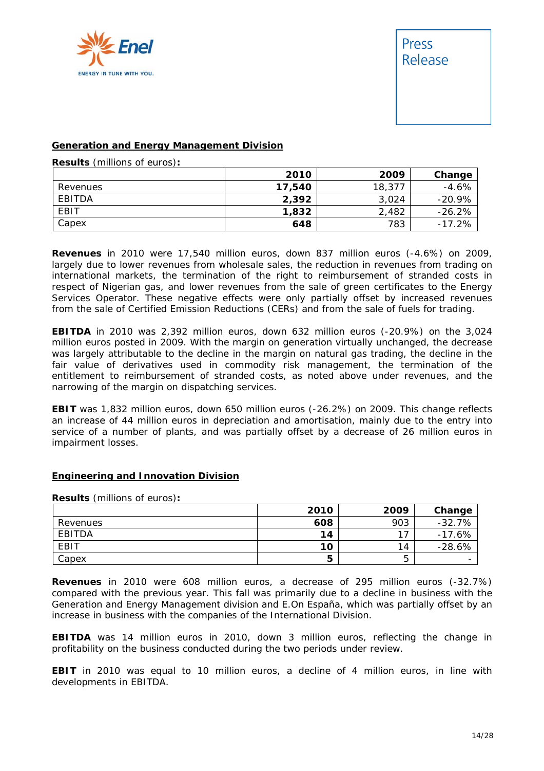## Generation and Energy Management Division

**Results** (millions of euros)**:**

| | 2010 | 2009 | Change |
|---|---|---|---|
| Revenues | **17,540** | 18,377 | -4.6% |
| EBITDA | **2,392** | 3,024 | -20.9% |
| EBIT | **1,832** | 2,482 | -26.2% |
| Capex | **648** | 783 | -17.2% |

**Revenues** in 2010 were 17,540 million euros, down 837 million euros (-4.6%) on 2009, largely due to lower revenues from wholesale sales, the reduction in revenues from trading on international markets, the termination of the right to reimbursement of stranded costs in respect of Nigerian gas, and lower revenues from the sale of green certificates to the Energy Services Operator. These negative effects were only partially offset by increased revenues from the sale of Certified Emission Reductions (CERs) and from the sale of fuels for trading.

**EBITDA** in 2010 was 2,392 million euros, down 632 million euros (-20.9%) on the 3,024 million euros posted in 2009. With the margin on generation virtually unchanged, the decrease was largely attributable to the decline in the margin on natural gas trading, the decline in the fair value of derivatives used in commodity risk management, the termination of the entitlement to reimbursement of stranded costs, as noted above under revenues, and the narrowing of the margin on dispatching services.

**EBIT** was 1,832 million euros, down 650 million euros (-26.2%) on 2009. This change reflects an increase of 44 million euros in depreciation and amortisation, mainly due to the entry into service of a number of plants, and was partially offset by a decrease of 26 million euros in impairment losses.

## Engineering and Innovation Division

**Results** (millions of euros)**:**

| | 2010 | 2009 | Change |
|---|---|---|---|
| Revenues | **608** | 903 | -32.7% |
| EBITDA | **14** | 17 | -17.6% |
| EBIT | **10** | 14 | -28.6% |
| Capex | **5** | 5 | - |

**Revenues** in 2010 were 608 million euros, a decrease of 295 million euros (-32.7%) compared with the previous year. This fall was primarily due to a decline in business with the Generation and Energy Management division and E.On España, which was partially offset by an increase in business with the companies of the International Division.

**EBITDA** was 14 million euros in 2010, down 3 million euros, reflecting the change in profitability on the business conducted during the two periods under review.

**EBIT** in 2010 was equal to 10 million euros, a decline of 4 million euros, in line with developments in EBITDA.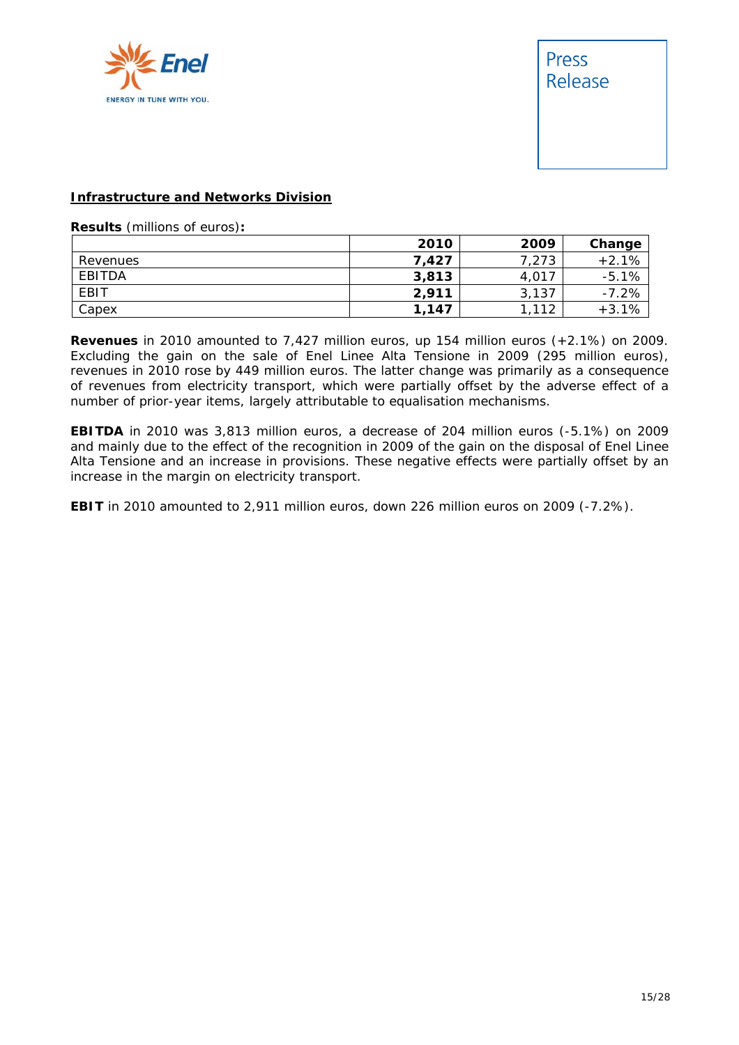## Infrastructure and Networks Division

**Results** (millions of euros)**:**

| | **2010** | **2009** | **Change** |
|---|---|---|---|
| Revenues | **7,427** | 7,273 | +2.1% |
| EBITDA | **3,813** | 4,017 | -5.1% |
| EBIT | **2,911** | 3,137 | -7.2% |
| Capex | **1,147** | 1,112 | +3.1% |

**Revenues** in 2010 amounted to 7,427 million euros, up 154 million euros (+2.1%) on 2009. Excluding the gain on the sale of Enel Linee Alta Tensione in 2009 (295 million euros), revenues in 2010 rose by 449 million euros. The latter change was primarily as a consequence of revenues from electricity transport, which were partially offset by the adverse effect of a number of prior-year items, largely attributable to equalisation mechanisms.

**EBITDA** in 2010 was 3,813 million euros, a decrease of 204 million euros (-5.1%) on 2009 and mainly due to the effect of the recognition in 2009 of the gain on the disposal of Enel Linee Alta Tensione and an increase in provisions. These negative effects were partially offset by an increase in the margin on electricity transport.

**EBIT** in 2010 amounted to 2,911 million euros, down 226 million euros on 2009 (-7.2%).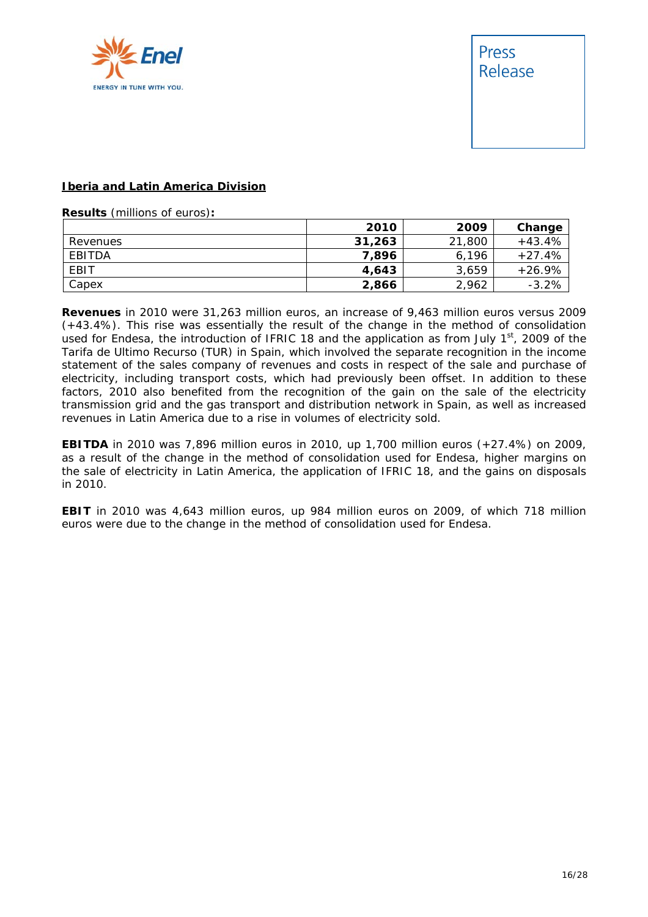**Iberia and Latin America Division**

**Results** (millions of euros)**:**

| | 2010 | 2009 | Change |
|---|---|---|---|
| Revenues | **31,263** | 21,800 | +43.4% |
| EBITDA | **7,896** | 6,196 | +27.4% |
| EBIT | **4,643** | 3,659 | +26.9% |
| Capex | **2,866** | 2,962 | -3.2% |

**Revenues** in 2010 were 31,263 million euros, an increase of 9,463 million euros versus 2009 (+43.4%). This rise was essentially the result of the change in the method of consolidation used for Endesa, the introduction of IFRIC 18 and the application as from July 1st, 2009 of the Tarifa de Ultimo Recurso (TUR) in Spain, which involved the separate recognition in the income statement of the sales company of revenues and costs in respect of the sale and purchase of electricity, including transport costs, which had previously been offset. In addition to these factors, 2010 also benefited from the recognition of the gain on the sale of the electricity transmission grid and the gas transport and distribution network in Spain, as well as increased revenues in Latin America due to a rise in volumes of electricity sold.

**EBITDA** in 2010 was 7,896 million euros in 2010, up 1,700 million euros (+27.4%) on 2009, as a result of the change in the method of consolidation used for Endesa, higher margins on the sale of electricity in Latin America, the application of IFRIC 18, and the gains on disposals in 2010.

**EBIT** in 2010 was 4,643 million euros, up 984 million euros on 2009, of which 718 million euros were due to the change in the method of consolidation used for Endesa.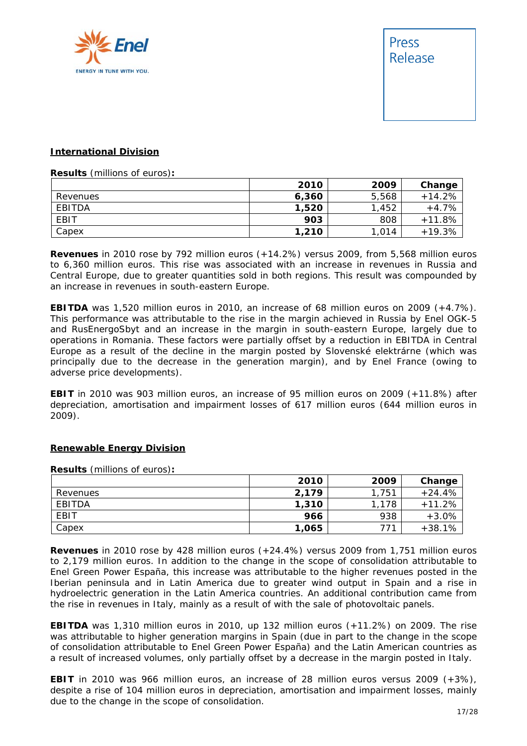## International Division

**Results** (millions of euros)**:**

| | 2010 | 2009 | Change |
|---|---|---|---|
| Revenues | **6,360** | 5,568 | +14.2% |
| EBITDA | **1,520** | 1,452 | +4.7% |
| EBIT | **903** | 808 | +11.8% |
| Capex | **1,210** | 1,014 | +19.3% |

**Revenues** in 2010 rose by 792 million euros (+14.2%) versus 2009, from 5,568 million euros to 6,360 million euros. This rise was associated with an increase in revenues in Russia and Central Europe, due to greater quantities sold in both regions. This result was compounded by an increase in revenues in south-eastern Europe.

**EBITDA** was 1,520 million euros in 2010, an increase of 68 million euros on 2009 (+4.7%). This performance was attributable to the rise in the margin achieved in Russia by Enel OGK-5 and RusEnergoSbyt and an increase in the margin in south-eastern Europe, largely due to operations in Romania. These factors were partially offset by a reduction in EBITDA in Central Europe as a result of the decline in the margin posted by Slovenské elektrárne (which was principally due to the decrease in the generation margin), and by Enel France (owing to adverse price developments).

**EBIT** in 2010 was 903 million euros, an increase of 95 million euros on 2009 (+11.8%) after depreciation, amortisation and impairment losses of 617 million euros (644 million euros in 2009).

## Renewable Energy Division

**Results** (millions of euros)**:**

| | 2010 | 2009 | Change |
|---|---|---|---|
| Revenues | **2,179** | 1,751 | +24.4% |
| EBITDA | **1,310** | 1,178 | +11.2% |
| EBIT | **966** | 938 | +3.0% |
| Capex | **1,065** | 771 | +38.1% |

**Revenues** in 2010 rose by 428 million euros (+24.4%) versus 2009 from 1,751 million euros to 2,179 million euros. In addition to the change in the scope of consolidation attributable to Enel Green Power España, this increase was attributable to the higher revenues posted in the Iberian peninsula and in Latin America due to greater wind output in Spain and a rise in hydroelectric generation in the Latin America countries. An additional contribution came from the rise in revenues in Italy, mainly as a result of with the sale of photovoltaic panels.

**EBITDA** was 1,310 million euros in 2010, up 132 million euros (+11.2%) on 2009. The rise was attributable to higher generation margins in Spain (due in part to the change in the scope of consolidation attributable to Enel Green Power España) and the Latin American countries as a result of increased volumes, only partially offset by a decrease in the margin posted in Italy.

**EBIT** in 2010 was 966 million euros, an increase of 28 million euros versus 2009 (+3%), despite a rise of 104 million euros in depreciation, amortisation and impairment losses, mainly due to the change in the scope of consolidation.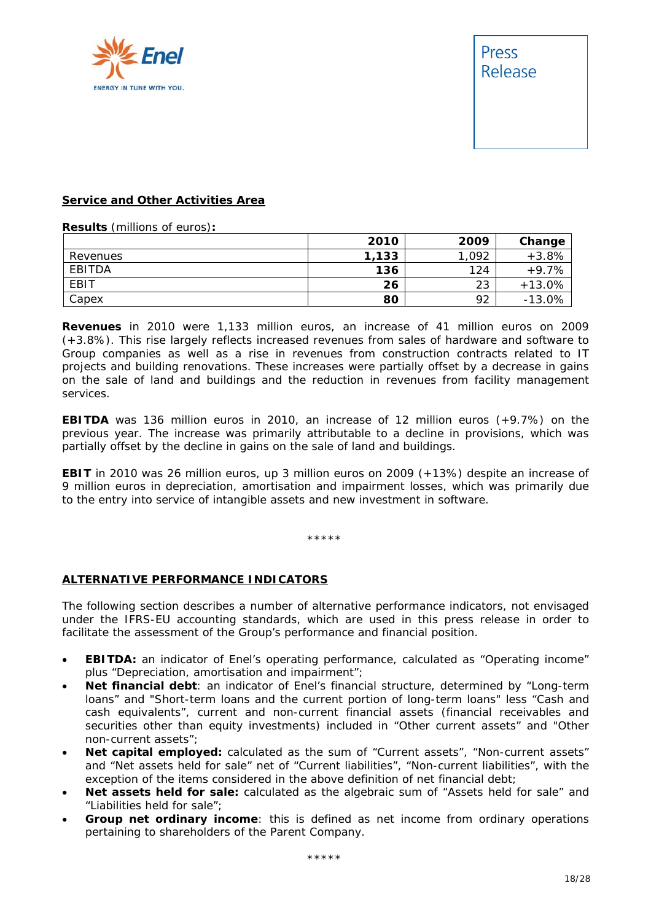**Service and Other Activities Area**

**Results** (millions of euros)**:**

| | 2010 | 2009 | Change |
|---|---|---|---|
| Revenues | **1,133** | 1,092 | +3.8% |
| EBITDA | **136** | 124 | +9.7% |
| EBIT | **26** | 23 | +13.0% |
| Capex | **80** | 92 | -13.0% |

**Revenues** in 2010 were 1,133 million euros, an increase of 41 million euros on 2009 (+3.8%). This rise largely reflects increased revenues from sales of hardware and software to Group companies as well as a rise in revenues from construction contracts related to IT projects and building renovations. These increases were partially offset by a decrease in gains on the sale of land and buildings and the reduction in revenues from facility management services.

**EBITDA** was 136 million euros in 2010, an increase of 12 million euros (+9.7%) on the previous year. The increase was primarily attributable to a decline in provisions, which was partially offset by the decline in gains on the sale of land and buildings.

**EBIT** in 2010 was 26 million euros, up 3 million euros on 2009 (+13%) despite an increase of 9 million euros in depreciation, amortisation and impairment losses, which was primarily due to the entry into service of intangible assets and new investment in software.

*****

**ALTERNATIVE PERFORMANCE INDICATORS**

The following section describes a number of alternative performance indicators, not envisaged under the IFRS-EU accounting standards, which are used in this press release in order to facilitate the assessment of the Group's performance and financial position.

- **EBITDA:** an indicator of Enel's operating performance, calculated as "Operating income" plus "Depreciation, amortisation and impairment";
- **Net financial debt**: an indicator of Enel's financial structure, determined by "Long-term loans" and "Short-term loans and the current portion of long-term loans" less "Cash and cash equivalents", current and non-current financial assets (financial receivables and securities other than equity investments) included in "Other current assets" and "Other non-current assets";
- **Net capital employed:** calculated as the sum of "Current assets", "Non-current assets" and "Net assets held for sale" net of "Current liabilities", "Non-current liabilities", with the exception of the items considered in the above definition of net financial debt;
- **Net assets held for sale:** calculated as the algebraic sum of "Assets held for sale" and "Liabilities held for sale";
- **Group net ordinary income**: this is defined as net income from ordinary operations pertaining to shareholders of the Parent Company.

*****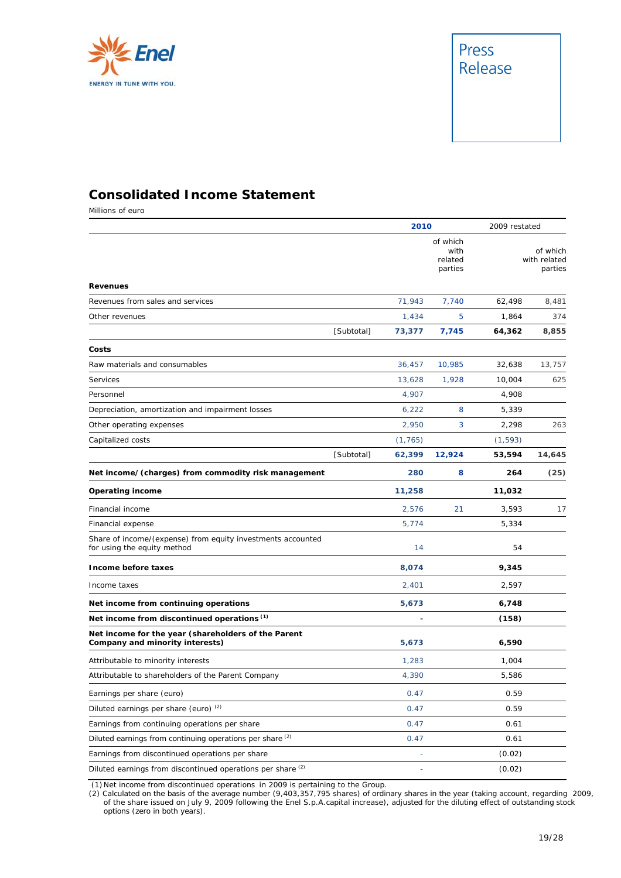Press Release

## Consolidated Income Statement

Millions of euro

| | | 2010 | of which with related parties | 2009 restated | of which with related parties |
|---|---|---|---|---|---|
| **Revenues** | | | | | |
| Revenues from sales and services | | 71,943 | 7,740 | 62,498 | 8,481 |
| Other revenues | | 1,434 | 5 | 1,864 | 374 |
| | [Subtotal] | **73,377** | **7,745** | **64,362** | **8,855** |
| **Costs** | | | | | |
| Raw materials and consumables | | 36,457 | 10,985 | 32,638 | 13,757 |
| Services | | 13,628 | 1,928 | 10,004 | 625 |
| Personnel | | 4,907 | | 4,908 | |
| Depreciation, amortization and impairment losses | | 6,222 | 8 | 5,339 | |
| Other operating expenses | | 2,950 | 3 | 2,298 | 263 |
| Capitalized costs | | (1,765) | | (1,593) | |
| | [Subtotal] | **62,399** | **12,924** | **53,594** | **14,645** |
| **Net income/(charges) from commodity risk management** | | **280** | **8** | **264** | **(25)** |
| **Operating income** | | **11,258** | | **11,032** | |
| Financial income | | 2,576 | 21 | 3,593 | 17 |
| Financial expense | | 5,774 | | 5,334 | |
| Share of income/(expense) from equity investments accounted for using the equity method | | 14 | | 54 | |
| **Income before taxes** | | **8,074** | | **9,345** | |
| Income taxes | | 2,401 | | 2,597 | |
| **Net income from continuing operations** | | **5,673** | | **6,748** | |
| **Net income from discontinued operations** [1] | | **-** | | **(158)** | |
| **Net income for the year (shareholders of the Parent Company and minority interests)** | | **5,673** | | **6,590** | |
| Attributable to minority interests | | 1,283 | | 1,004 | |
| Attributable to shareholders of the Parent Company | | 4,390 | | 5,586 | |
| Earnings per share (euro) | | 0.47 | | 0.59 | |
| Diluted earnings per share (euro) [2] | | 0.47 | | 0.59 | |
| Earnings from continuing operations per share | | 0.47 | | 0.61 | |
| Diluted earnings from continuing operations per share [2] | | 0.47 | | 0.61 | |
| Earnings from discontinued operations per share | | - | | (0.02) | |
| Diluted earnings from discontinued operations per share [2] | | - | | (0.02) | |

(1) Net income from discontinued operations in 2009 is pertaining to the Group.

(2) Calculated on the basis of the average number (9,403,357,795 shares) of ordinary shares in the year (taking account, regarding 2009, of the share issued on July 9, 2009 following the Enel S.p.A.capital increase), adjusted for the diluting effect of outstanding stock options (zero in both years).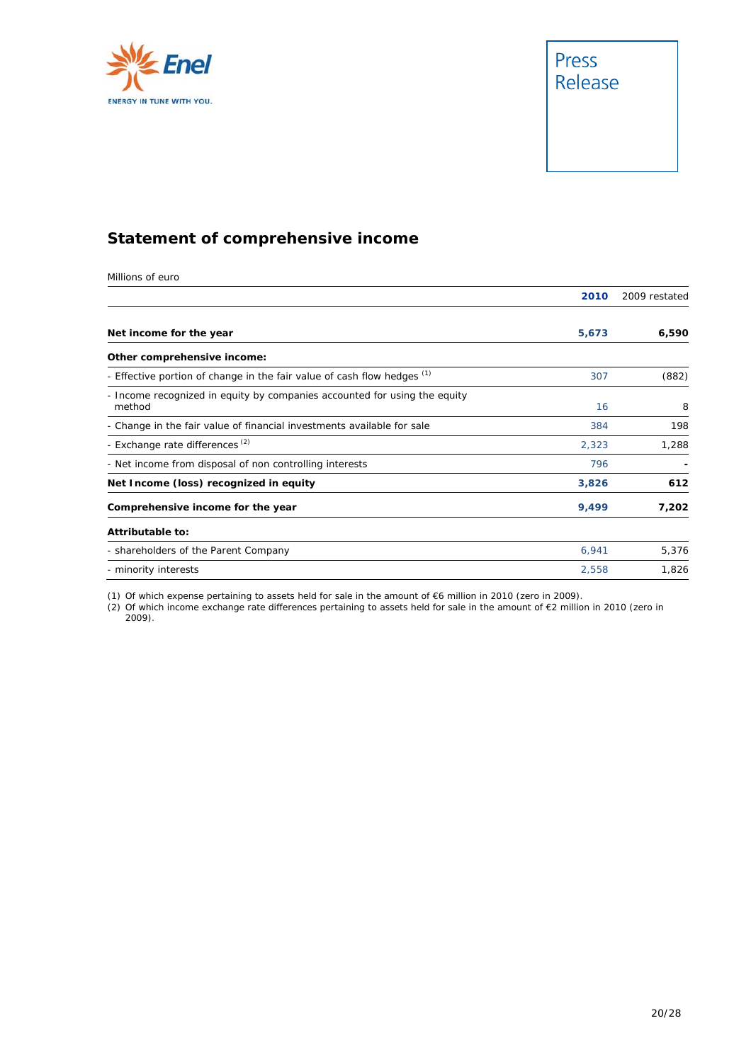## Statement of comprehensive income

Millions of euro

| | **2010** | 2009 restated |
|---|---|---|
| **Net income for the year** | **5,673** | **6,590** |
| **Other comprehensive income:** | | |
| - Effective portion of change in the fair value of cash flow hedges [1] | 307 | (882) |
| - Income recognized in equity by companies accounted for using the equity method | 16 | 8 |
| - Change in the fair value of financial investments available for sale | 384 | 198 |
| - Exchange rate differences [2] | 2,323 | 1,288 |
| - Net income from disposal of non controlling interests | 796 | - |
| **Net Income (loss) recognized in equity** | **3,826** | **612** |
| **Comprehensive income for the year** | **9,499** | **7,202** |
| **Attributable to:** | | |
| - shareholders of the Parent Company | 6,941 | 5,376 |
| - minority interests | 2,558 | 1,826 |

(1) Of which expense pertaining to assets held for sale in the amount of €6 million in 2010 (zero in 2009).

(2) Of which income exchange rate differences pertaining to assets held for sale in the amount of €2 million in 2010 (zero in 2009).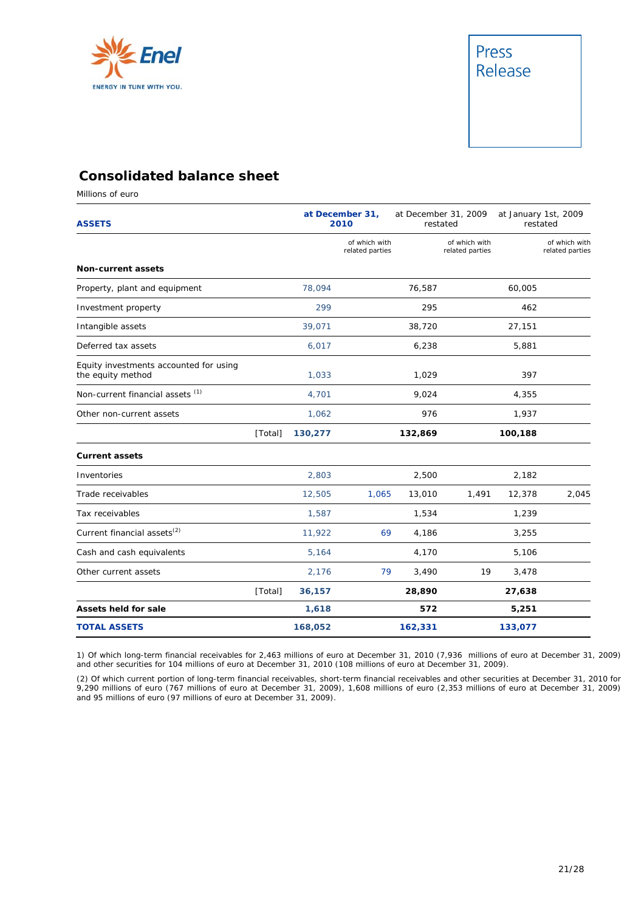## Consolidated balance sheet

Millions of euro

| ASSETS | | at December 31, 2010 | of which with related parties | at December 31, 2009 restated | of which with related parties | at January 1st, 2009 restated | of which with related parties |
|---|---|---|---|---|---|---|---|
| **Non-current assets** | | | | | | | |
| Property, plant and equipment | | 78,094 | | 76,587 | | 60,005 | |
| Investment property | | 299 | | 295 | | 462 | |
| Intangible assets | | 39,071 | | 38,720 | | 27,151 | |
| Deferred tax assets | | 6,017 | | 6,238 | | 5,881 | |
| Equity investments accounted for using the equity method | | 1,033 | | 1,029 | | 397 | |
| Non-current financial assets (1) | | 4,701 | | 9,024 | | 4,355 | |
| Other non-current assets | | 1,062 | | 976 | | 1,937 | |
| | [Total] | **130,277** | | **132,869** | | **100,188** | |
| **Current assets** | | | | | | | |
| Inventories | | 2,803 | | 2,500 | | 2,182 | |
| Trade receivables | | 12,505 | 1,065 | 13,010 | 1,491 | 12,378 | 2,045 |
| Tax receivables | | 1,587 | | 1,534 | | 1,239 | |
| Current financial assets(2) | | 11,922 | 69 | 4,186 | | 3,255 | |
| Cash and cash equivalents | | 5,164 | | 4,170 | | 5,106 | |
| Other current assets | | 2,176 | 79 | 3,490 | 19 | 3,478 | |
| | [Total] | **36,157** | | **28,890** | | **27,638** | |
| **Assets held for sale** | | **1,618** | | **572** | | **5,251** | |
| **TOTAL ASSETS** | | **168,052** | | **162,331** | | **133,077** | |

1) Of which long-term financial receivables for 2,463 millions of euro at December 31, 2010 (7,936 millions of euro at December 31, 2009) and other securities for 104 millions of euro at December 31, 2010 (108 millions of euro at December 31, 2009).

(2) Of which current portion of long-term financial receivables, short-term financial receivables and other securities at December 31, 2010 for 9,290 millions of euro (767 millions of euro at December 31, 2009), 1,608 millions of euro (2,353 millions of euro at December 31, 2009) and 95 millions of euro (97 millions of euro at December 31, 2009).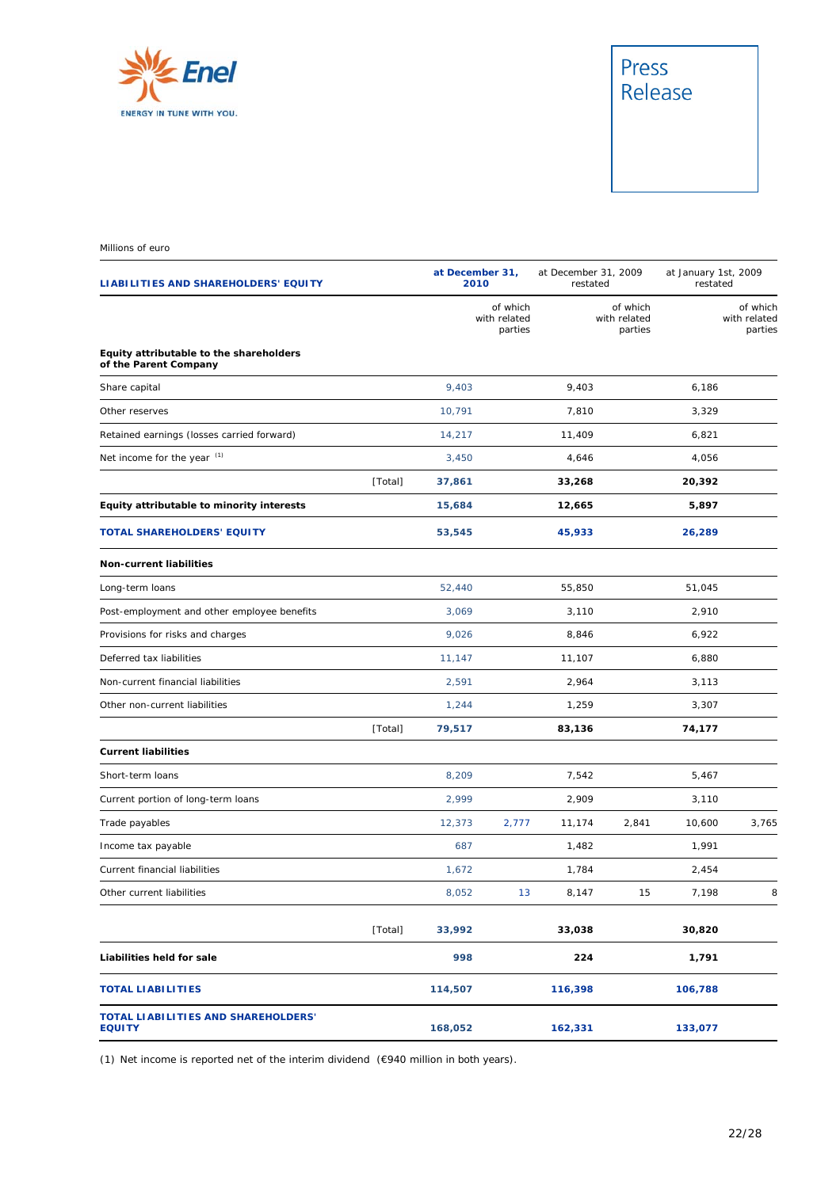Millions of euro

| LIABILITIES AND SHAREHOLDERS' EQUITY | | at December 31, 2010 | | at December 31, 2009 restated | | at January 1st, 2009 restated | |
|---|---|---|---|---|---|---|---|
| | | | of which with related parties | | of which with related parties | | of which with related parties |
| **Equity attributable to the shareholders of the Parent Company** | | | | | | | |
| Share capital | | 9,403 | | 9,403 | | 6,186 | |
| Other reserves | | 10,791 | | 7,810 | | 3,329 | |
| Retained earnings (losses carried forward) | | 14,217 | | 11,409 | | 6,821 | |
| Net income for the year [1] | | 3,450 | | 4,646 | | 4,056 | |
| | [Total] | **37,861** | | **33,268** | | **20,392** | |
| **Equity attributable to minority interests** | | **15,684** | | **12,665** | | **5,897** | |
| **TOTAL SHAREHOLDERS' EQUITY** | | **53,545** | | **45,933** | | **26,289** | |
| **Non-current liabilities** | | | | | | | |
| Long-term loans | | 52,440 | | 55,850 | | 51,045 | |
| Post-employment and other employee benefits | | 3,069 | | 3,110 | | 2,910 | |
| Provisions for risks and charges | | 9,026 | | 8,846 | | 6,922 | |
| Deferred tax liabilities | | 11,147 | | 11,107 | | 6,880 | |
| Non-current financial liabilities | | 2,591 | | 2,964 | | 3,113 | |
| Other non-current liabilities | | 1,244 | | 1,259 | | 3,307 | |
| | [Total] | **79,517** | | **83,136** | | **74,177** | |
| **Current liabilities** | | | | | | | |
| Short-term loans | | 8,209 | | 7,542 | | 5,467 | |
| Current portion of long-term loans | | 2,999 | | 2,909 | | 3,110 | |
| Trade payables | | 12,373 | 2,777 | 11,174 | 2,841 | 10,600 | 3,765 |
| Income tax payable | | 687 | | 1,482 | | 1,991 | |
| Current financial liabilities | | 1,672 | | 1,784 | | 2,454 | |
| Other current liabilities | | 8,052 | 13 | 8,147 | 15 | 7,198 | 8 |
| | [Total] | **33,992** | | **33,038** | | **30,820** | |
| **Liabilities held for sale** | | **998** | | **224** | | **1,791** | |
| **TOTAL LIABILITIES** | | **114,507** | | **116,398** | | **106,788** | |
| **TOTAL LIABILITIES AND SHAREHOLDERS' EQUITY** | | **168,052** | | **162,331** | | **133,077** | |

(1) Net income is reported net of the interim dividend (€940 million in both years).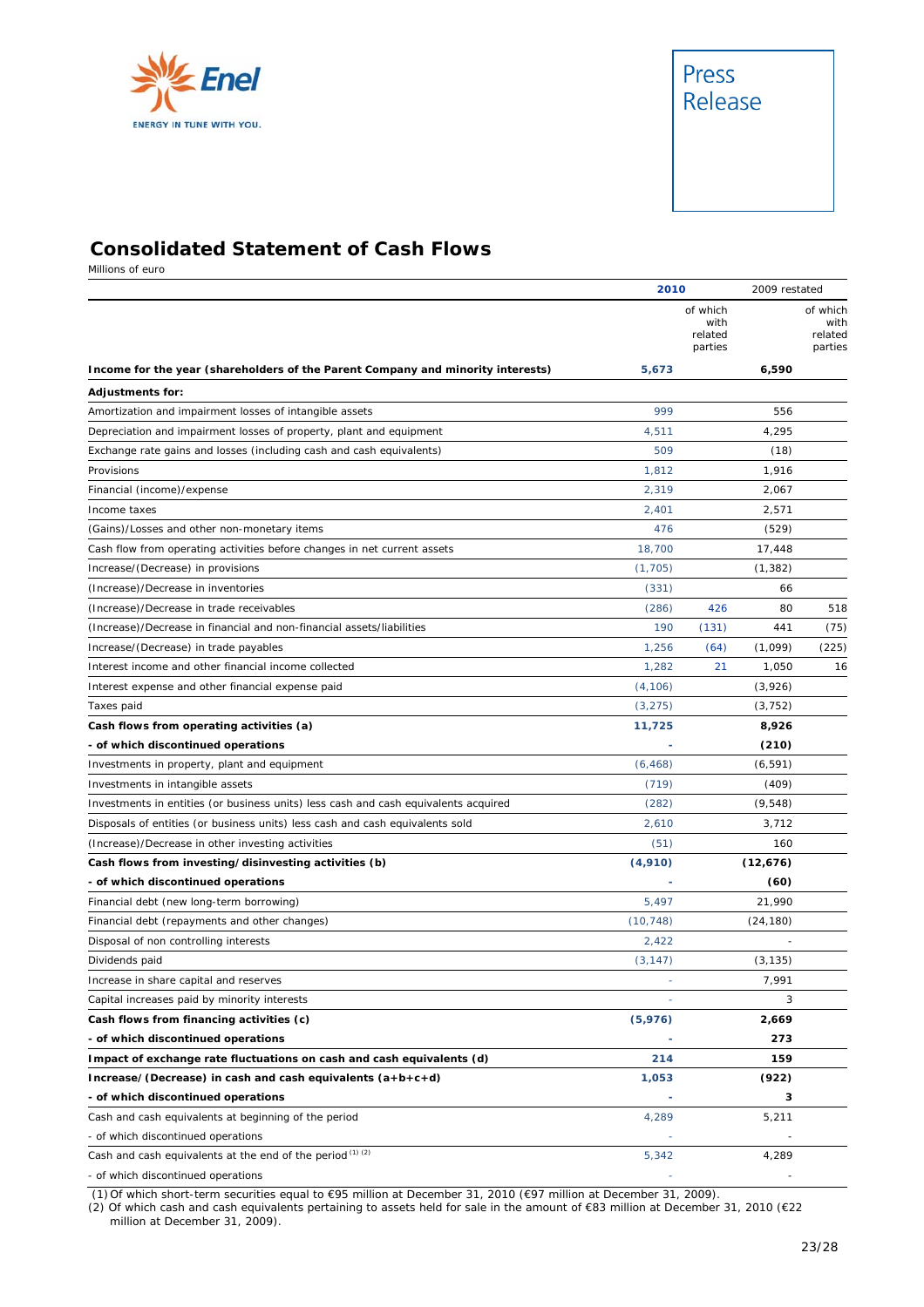## Consolidated Statement of Cash Flows

Millions of euro

| | 2010 | | 2009 restated | |
|---|---|---|---|---|
| | | of which with related parties | | of which with related parties |
| **Income for the year (shareholders of the Parent Company and minority interests)** | **5,673** | | **6,590** | |
| **Adjustments for:** | | | | |
| Amortization and impairment losses of intangible assets | 999 | | 556 | |
| Depreciation and impairment losses of property, plant and equipment | 4,511 | | 4,295 | |
| Exchange rate gains and losses (including cash and cash equivalents) | 509 | | (18) | |
| Provisions | 1,812 | | 1,916 | |
| Financial (income)/expense | 2,319 | | 2,067 | |
| Income taxes | 2,401 | | 2,571 | |
| (Gains)/Losses and other non-monetary items | 476 | | (529) | |
| Cash flow from operating activities before changes in net current assets | 18,700 | | 17,448 | |
| Increase/(Decrease) in provisions | (1,705) | | (1,382) | |
| (Increase)/Decrease in inventories | (331) | | 66 | |
| (Increase)/Decrease in trade receivables | (286) | 426 | 80 | 518 |
| (Increase)/Decrease in financial and non-financial assets/liabilities | 190 | (131) | 441 | (75) |
| Increase/(Decrease) in trade payables | 1,256 | (64) | (1,099) | (225) |
| Interest income and other financial income collected | 1,282 | 21 | 1,050 | 16 |
| Interest expense and other financial expense paid | (4,106) | | (3,926) | |
| Taxes paid | (3,275) | | (3,752) | |
| **Cash flows from operating activities (a)** | **11,725** | | **8,926** | |
| **- of which discontinued operations** | **-** | | **(210)** | |
| Investments in property, plant and equipment | (6,468) | | (6,591) | |
| Investments in intangible assets | (719) | | (409) | |
| Investments in entities (or business units) less cash and cash equivalents acquired | (282) | | (9,548) | |
| Disposals of entities (or business units) less cash and cash equivalents sold | 2,610 | | 3,712 | |
| (Increase)/Decrease in other investing activities | (51) | | 160 | |
| **Cash flows from investing/disinvesting activities (b)** | **(4,910)** | | **(12,676)** | |
| **- of which discontinued operations** | **-** | | **(60)** | |
| Financial debt (new long-term borrowing) | 5,497 | | 21,990 | |
| Financial debt (repayments and other changes) | (10,748) | | (24,180) | |
| Disposal of non controlling interests | 2,422 | | - | |
| Dividends paid | (3,147) | | (3,135) | |
| Increase in share capital and reserves | - | | 7,991 | |
| Capital increases paid by minority interests | - | | 3 | |
| **Cash flows from financing activities (c)** | **(5,976)** | | **2,669** | |
| **- of which discontinued operations** | **-** | | **273** | |
| **Impact of exchange rate fluctuations on cash and cash equivalents (d)** | **214** | | **159** | |
| **Increase/(Decrease) in cash and cash equivalents (a+b+c+d)** | **1,053** | | **(922)** | |
| **- of which discontinued operations** | **-** | | **3** | |
| Cash and cash equivalents at beginning of the period | 4,289 | | 5,211 | |
| - of which discontinued operations | - | | - | |
| Cash and cash equivalents at the end of the period [(1) (2)] | 5,342 | | 4,289 | |
| - of which discontinued operations | - | | - | |

(1) Of which short-term securities equal to €95 million at December 31, 2010 (€97 million at December 31, 2009).

(2) Of which cash and cash equivalents pertaining to assets held for sale in the amount of €83 million at December 31, 2010 (€22 million at December 31, 2009).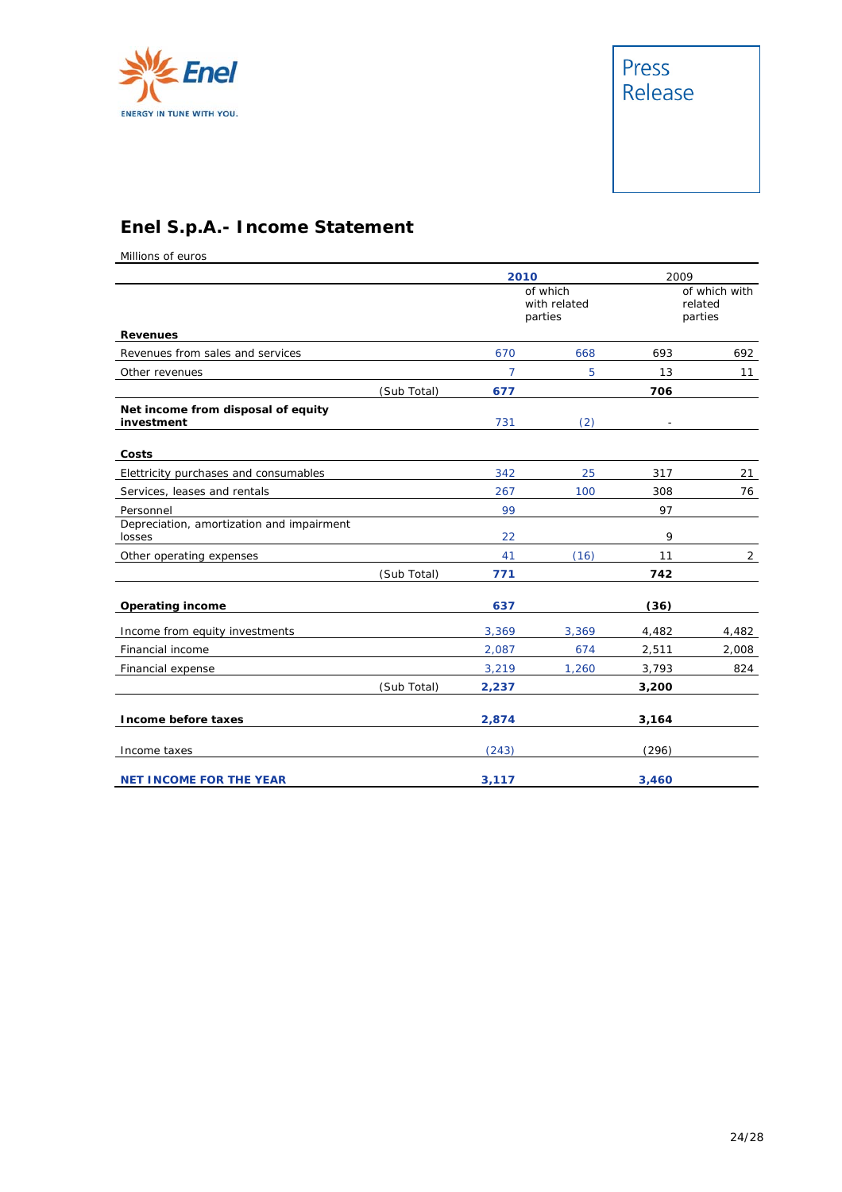Press Release

## Enel S.p.A.- Income Statement

Millions of euros

| | | 2010 | of which with related parties | 2009 | of which with related parties |
|---|---|---|---|---|---|
| **Revenues** | | | | | |
| Revenues from sales and services | | 670 | 668 | 693 | 692 |
| Other revenues | | 7 | 5 | 13 | 11 |
| | (Sub Total) | **677** | | **706** | |
| **Net income from disposal of equity investment** | | 731 | (2) | - | |
| **Costs** | | | | | |
| Elettricity purchases and consumables | | 342 | 25 | 317 | 21 |
| Services, leases and rentals | | 267 | 100 | 308 | 76 |
| Personnel | | 99 | | 97 | |
| Depreciation, amortization and impairment losses | | 22 | | 9 | |
| Other operating expenses | | 41 | (16) | 11 | 2 |
| | (Sub Total) | **771** | | **742** | |
| **Operating income** | | **637** | | **(36)** | |
| Income from equity investments | | 3,369 | 3,369 | 4,482 | 4,482 |
| Financial income | | 2,087 | 674 | 2,511 | 2,008 |
| Financial expense | | 3,219 | 1,260 | 3,793 | 824 |
| | (Sub Total) | **2,237** | | **3,200** | |
| **Income before taxes** | | **2,874** | | **3,164** | |
| Income taxes | | (243) | | (296) | |
| **NET INCOME FOR THE YEAR** | | **3,117** | | **3,460** | |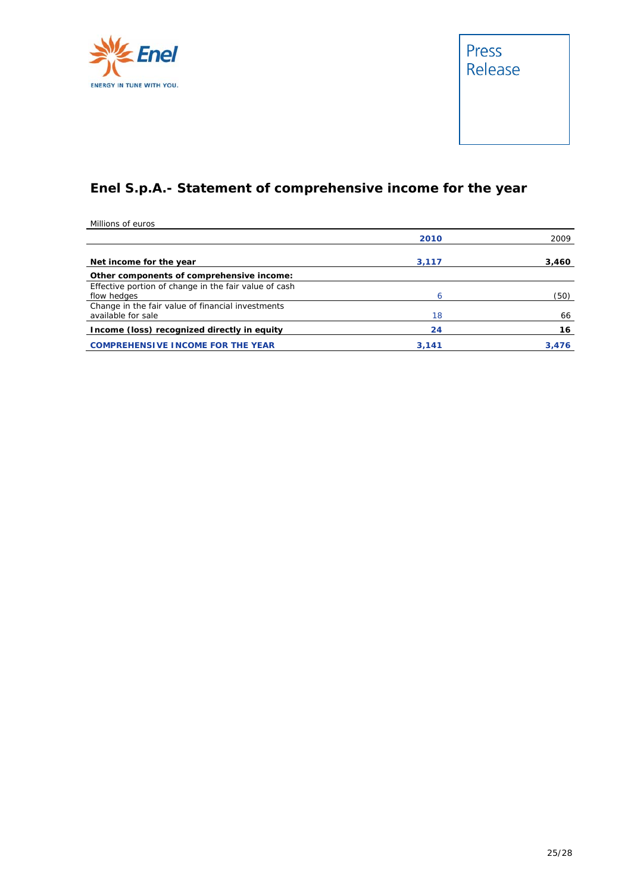Press Release

# Enel S.p.A.- Statement of comprehensive income for the year

Millions of euros

| | 2010 | 2009 |
|---|---|---|
| **Net income for the year** | **3,117** | **3,460** |
| **Other components of comprehensive income:** | | |
| Effective portion of change in the fair value of cash flow hedges | 6 | (50) |
| Change in the fair value of financial investments available for sale | 18 | 66 |
| **Income (loss) recognized directly in equity** | **24** | **16** |
| **COMPREHENSIVE INCOME FOR THE YEAR** | **3,141** | **3,476** |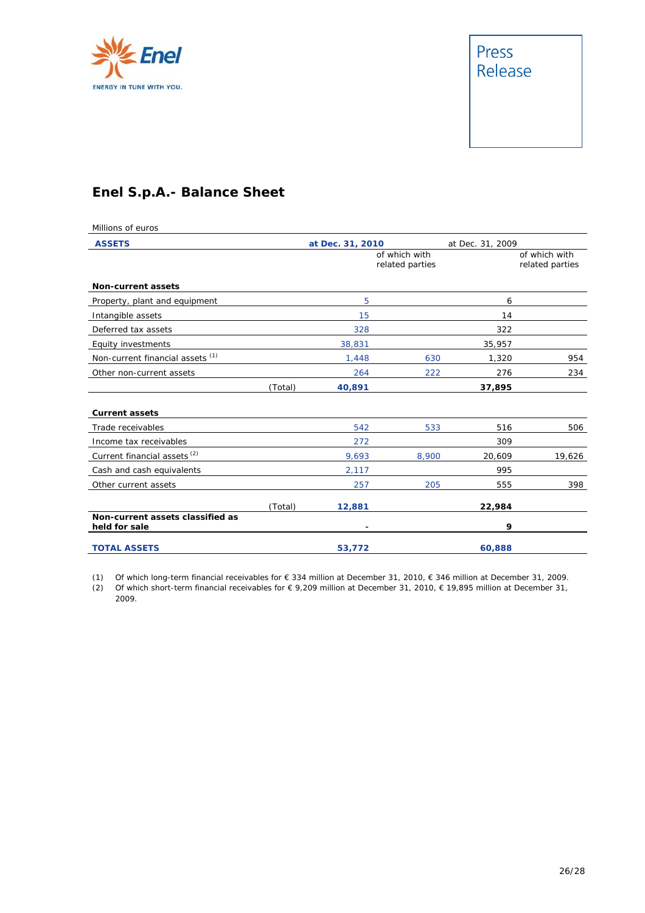Press Release

# Enel S.p.A.- Balance Sheet

Millions of euros

| ASSETS | | at Dec. 31, 2010 | of which with related parties | at Dec. 31, 2009 | of which with related parties |
|---|---|---|---|---|---|
| **Non-current assets** | | | | | |
| Property, plant and equipment | | 5 | | 6 | |
| Intangible assets | | 15 | | 14 | |
| Deferred tax assets | | 328 | | 322 | |
| Equity investments | | 38,831 | | 35,957 | |
| Non-current financial assets [1] | | 1,448 | 630 | 1,320 | 954 |
| Other non-current assets | | 264 | 222 | 276 | 234 |
| | (Total) | **40,891** | | **37,895** | |
| **Current assets** | | | | | |
| Trade receivables | | 542 | 533 | 516 | 506 |
| Income tax receivables | | 272 | | 309 | |
| Current financial assets [2] | | 9,693 | 8,900 | 20,609 | 19,626 |
| Cash and cash equivalents | | 2,117 | | 995 | |
| Other current assets | | 257 | 205 | 555 | 398 |
| | (Total) | **12,881** | | **22,984** | |
| **Non-current assets classified as held for sale** | | **-** | | **9** | |
| **TOTAL ASSETS** | | **53,772** | | **60,888** | |

(1) Of which long-term financial receivables for € 334 million at December 31, 2010, € 346 million at December 31, 2009.

(2) Of which short-term financial receivables for € 9,209 million at December 31, 2010, € 19,895 million at December 31, 2009.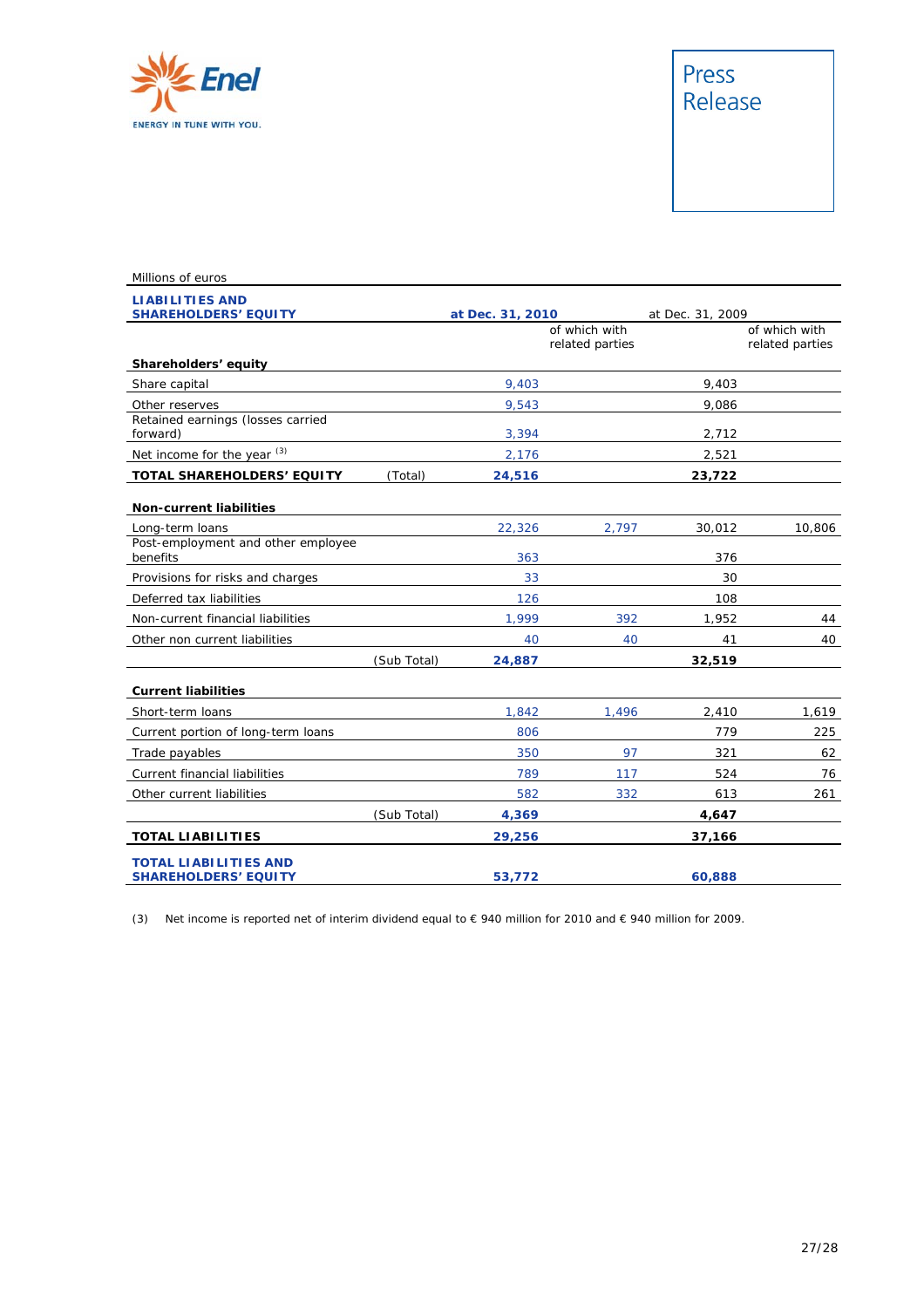Millions of euros

| LIABILITIES AND SHAREHOLDERS' EQUITY | | at Dec. 31, 2010 | | at Dec. 31, 2009 | |
|---|---|---|---|---|---|
| | | | of which with related parties | | of which with related parties |
| **Shareholders' equity** | | | | | |
| Share capital | | 9,403 | | 9,403 | |
| Other reserves | | 9,543 | | 9,086 | |
| Retained earnings (losses carried forward) | | 3,394 | | 2,712 | |
| Net income for the year [(3)] | | 2,176 | | 2,521 | |
| **TOTAL SHAREHOLDERS' EQUITY** | (Total) | **24,516** | | **23,722** | |
| **Non-current liabilities** | | | | | |
| Long-term loans | | 22,326 | 2,797 | 30,012 | 10,806 |
| Post-employment and other employee benefits | | 363 | | 376 | |
| Provisions for risks and charges | | 33 | | 30 | |
| Deferred tax liabilities | | 126 | | 108 | |
| Non-current financial liabilities | | 1,999 | 392 | 1,952 | 44 |
| Other non current liabilities | | 40 | 40 | 41 | 40 |
| | (Sub Total) | **24,887** | | **32,519** | |
| **Current liabilities** | | | | | |
| Short-term loans | | 1,842 | 1,496 | 2,410 | 1,619 |
| Current portion of long-term loans | | 806 | | 779 | 225 |
| Trade payables | | 350 | 97 | 321 | 62 |
| Current financial liabilities | | 789 | 117 | 524 | 76 |
| Other current liabilities | | 582 | 332 | 613 | 261 |
| | (Sub Total) | **4,369** | | **4,647** | |
| **TOTAL LIABILITIES** | | **29,256** | | **37,166** | |
| **TOTAL LIABILITIES AND SHAREHOLDERS' EQUITY** | | **53,772** | | **60,888** | |

(3) Net income is reported net of interim dividend equal to € 940 million for 2010 and € 940 million for 2009.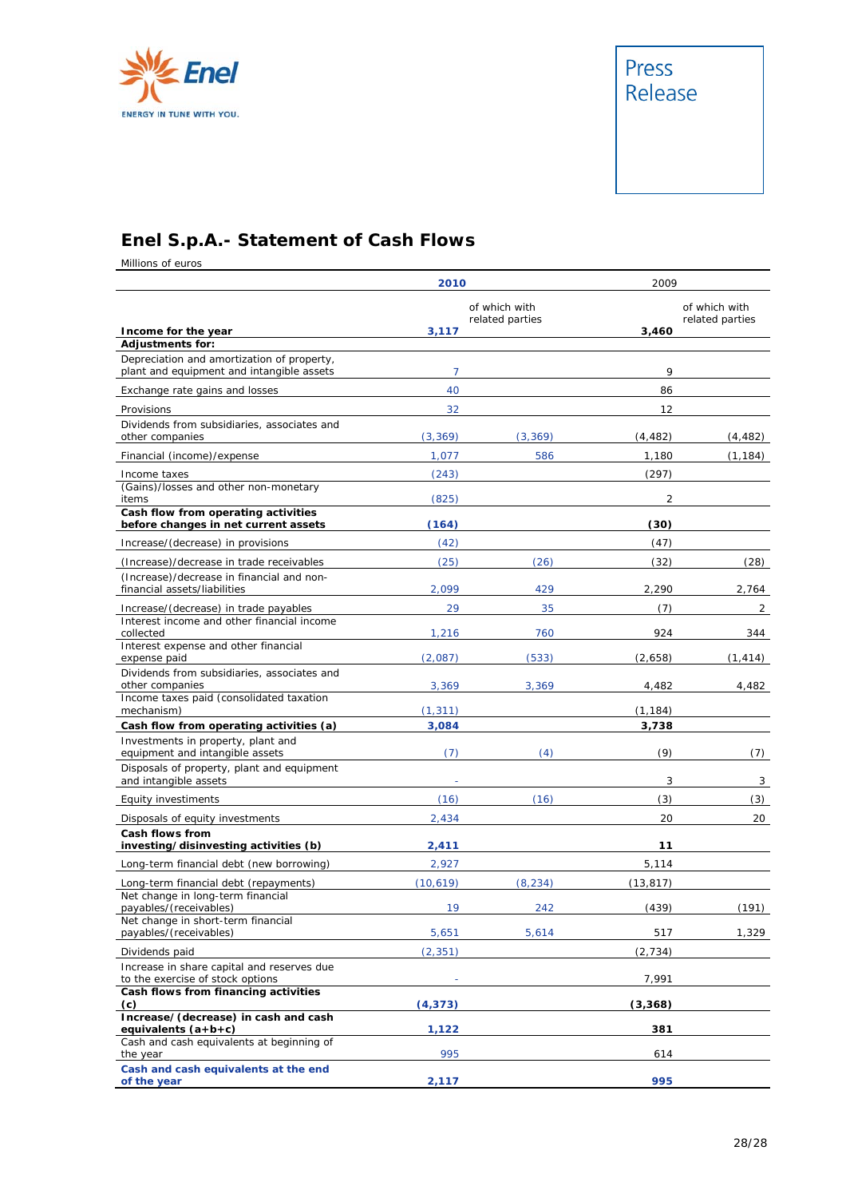Enel

ENERGY IN TUNE WITH YOU.

Press Release

## Enel S.p.A.- Statement of Cash Flows

Millions of euros

| | 2010 | of which with related parties | 2009 | of which with related parties |
|---|---|---|---|---|
| **Income for the year** | **3,117** | | **3,460** | |
| **Adjustments for:** | | | | |
| Depreciation and amortization of property, plant and equipment and intangible assets | 7 | | 9 | |
| Exchange rate gains and losses | 40 | | 86 | |
| Provisions | 32 | | 12 | |
| Dividends from subsidiaries, associates and other companies | (3,369) | (3,369) | (4,482) | (4,482) |
| Financial (income)/expense | 1,077 | 586 | 1,180 | (1,184) |
| Income taxes | (243) | | (297) | |
| (Gains)/losses and other non-monetary items | (825) | | 2 | |
| **Cash flow from operating activities before changes in net current assets** | **(164)** | | **(30)** | |
| Increase/(decrease) in provisions | (42) | | (47) | |
| (Increase)/decrease in trade receivables | (25) | (26) | (32) | (28) |
| (Increase)/decrease in financial and non-financial assets/liabilities | 2,099 | 429 | 2,290 | 2,764 |
| Increase/(decrease) in trade payables | 29 | 35 | (7) | 2 |
| Interest income and other financial income collected | 1,216 | 760 | 924 | 344 |
| Interest expense and other financial expense paid | (2,087) | (533) | (2,658) | (1,414) |
| Dividends from subsidiaries, associates and other companies | 3,369 | 3,369 | 4,482 | 4,482 |
| Income taxes paid (consolidated taxation mechanism) | (1,311) | | (1,184) | |
| **Cash flow from operating activities (a)** | **3,084** | | **3,738** | |
| Investments in property, plant and equipment and intangible assets | (7) | (4) | (9) | (7) |
| Disposals of property, plant and equipment and intangible assets | - | | 3 | 3 |
| Equity investments | (16) | (16) | (3) | (3) |
| Disposals of equity investments | 2,434 | | 20 | 20 |
| **Cash flows from investing/disinvesting activities (b)** | **2,411** | | **11** | |
| Long-term financial debt (new borrowing) | 2,927 | | 5,114 | |
| Long-term financial debt (repayments) | (10,619) | (8,234) | (13,817) | |
| Net change in long-term financial payables/(receivables) | 19 | 242 | (439) | (191) |
| Net change in short-term financial payables/(receivables) | 5,651 | 5,614 | 517 | 1,329 |
| Dividends paid | (2,351) | | (2,734) | |
| Increase in share capital and reserves due to the exercise of stock options | - | | 7,991 | |
| **Cash flows from financing activities (c)** | **(4,373)** | | **(3,368)** | |
| **Increase/(decrease) in cash and cash equivalents (a+b+c)** | **1,122** | | **381** | |
| Cash and cash equivalents at beginning of the year | 995 | | 614 | |
| **Cash and cash equivalents at the end of the year** | **2,117** | | **995** | |